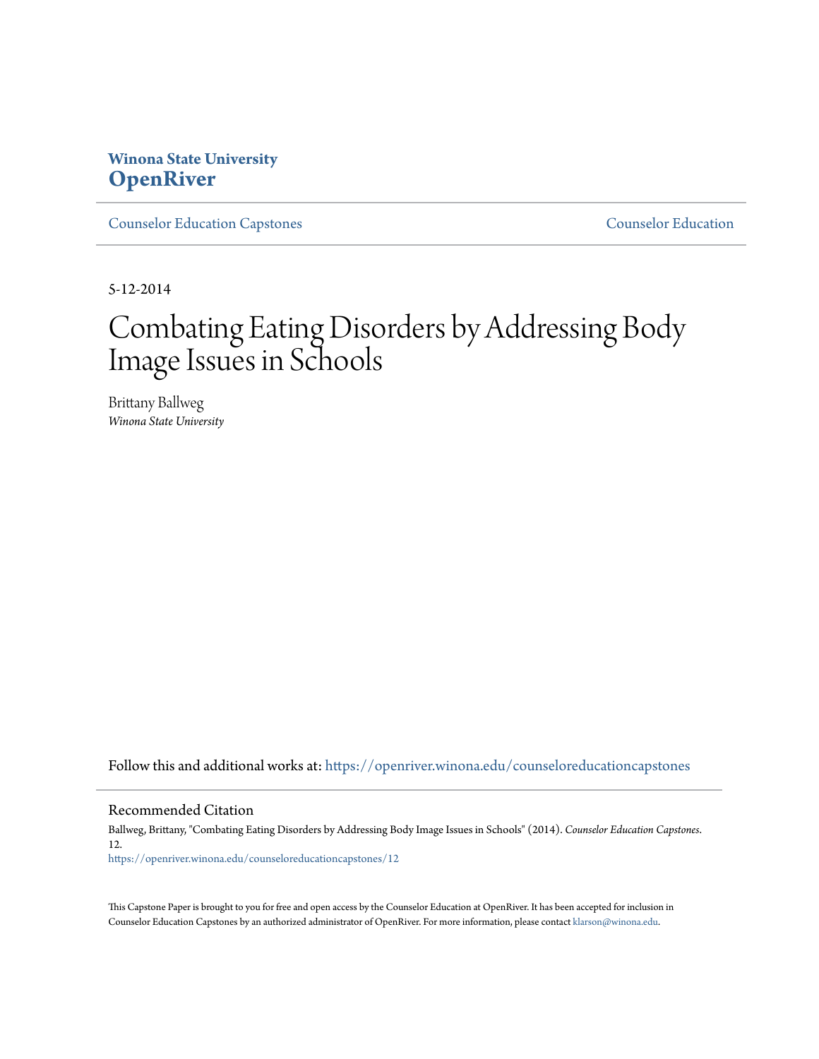**Winona State University**
**OpenRiver**

Counselor Education Capstones | Counselor Education

5-12-2014

# Combating Eating Disorders by Addressing Body Image Issues in Schools

Brittany Ballweg
*Winona State University*

Follow this and additional works at: https://openriver.winona.edu/counseloreducationcapstones

## Recommended Citation

Ballweg, Brittany, "Combating Eating Disorders by Addressing Body Image Issues in Schools" (2014). *Counselor Education Capstones*. 12.
https://openriver.winona.edu/counseloreducationcapstones/12

This Capstone Paper is brought to you for free and open access by the Counselor Education at OpenRiver. It has been accepted for inclusion in Counselor Education Capstones by an authorized administrator of OpenRiver. For more information, please contact klarson@winona.edu.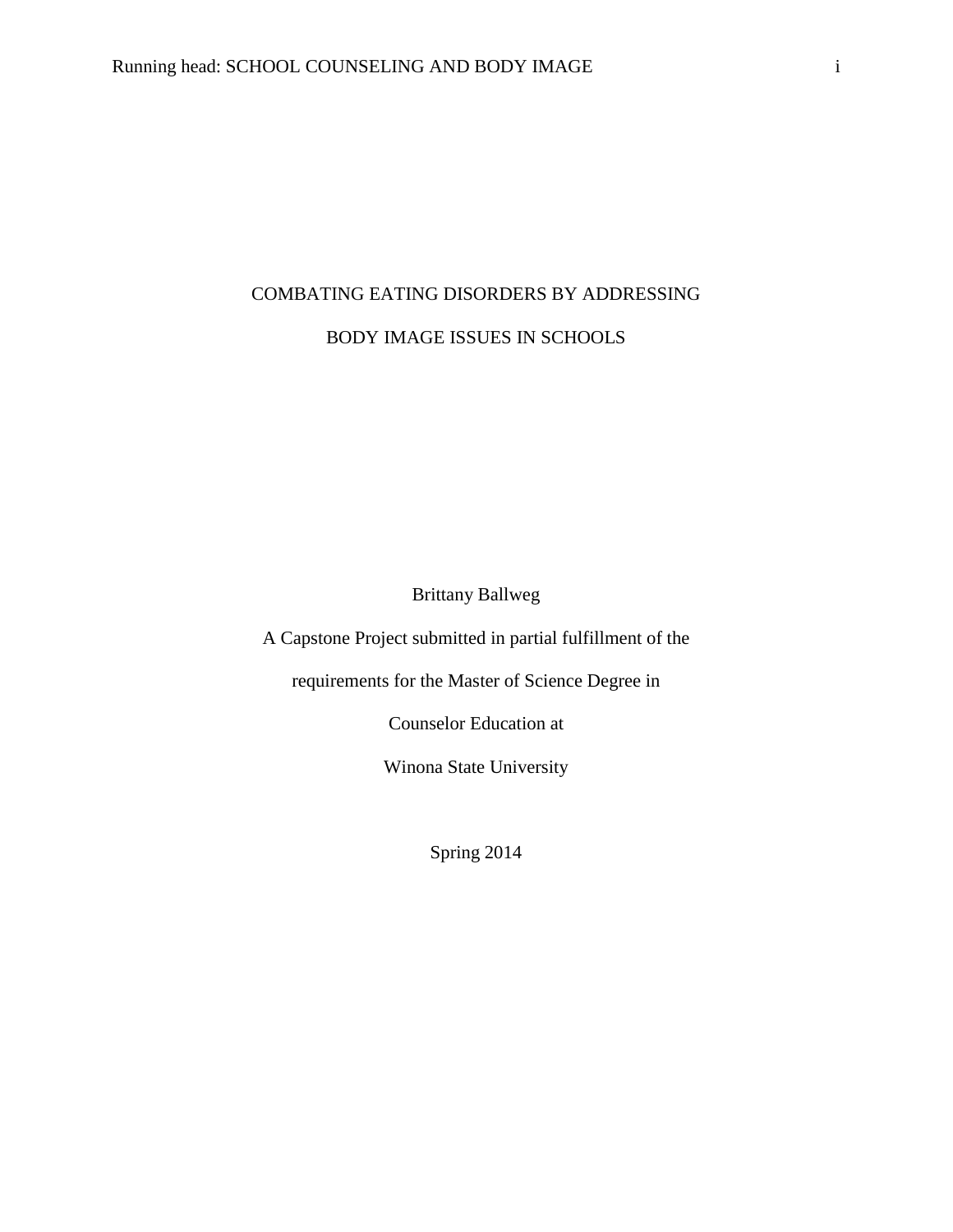# COMBATING EATING DISORDERS BY ADDRESSING BODY IMAGE ISSUES IN SCHOOLS

Brittany Ballweg

A Capstone Project submitted in partial fulfillment of the

requirements for the Master of Science Degree in

Counselor Education at

Winona State University

Spring 2014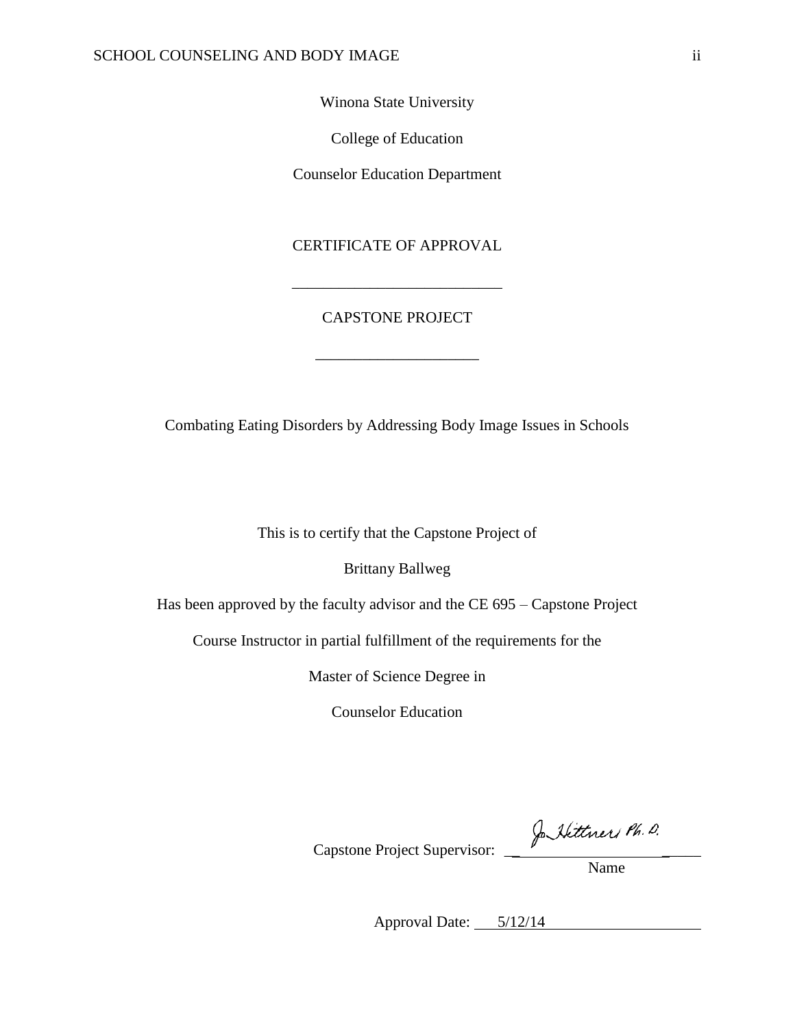Winona State University

College of Education

Counselor Education Department

CERTIFICATE OF APPROVAL

---

CAPSTONE PROJECT

---

Combating Eating Disorders by Addressing Body Image Issues in Schools

This is to certify that the Capstone Project of

Brittany Ballweg

Has been approved by the faculty advisor and the CE 695 – Capstone Project

Course Instructor in partial fulfillment of the requirements for the

Master of Science Degree in

Counselor Education

Capstone Project Supervisor: Jo Hittner Ph.D.
Name

Approval Date: 5/12/14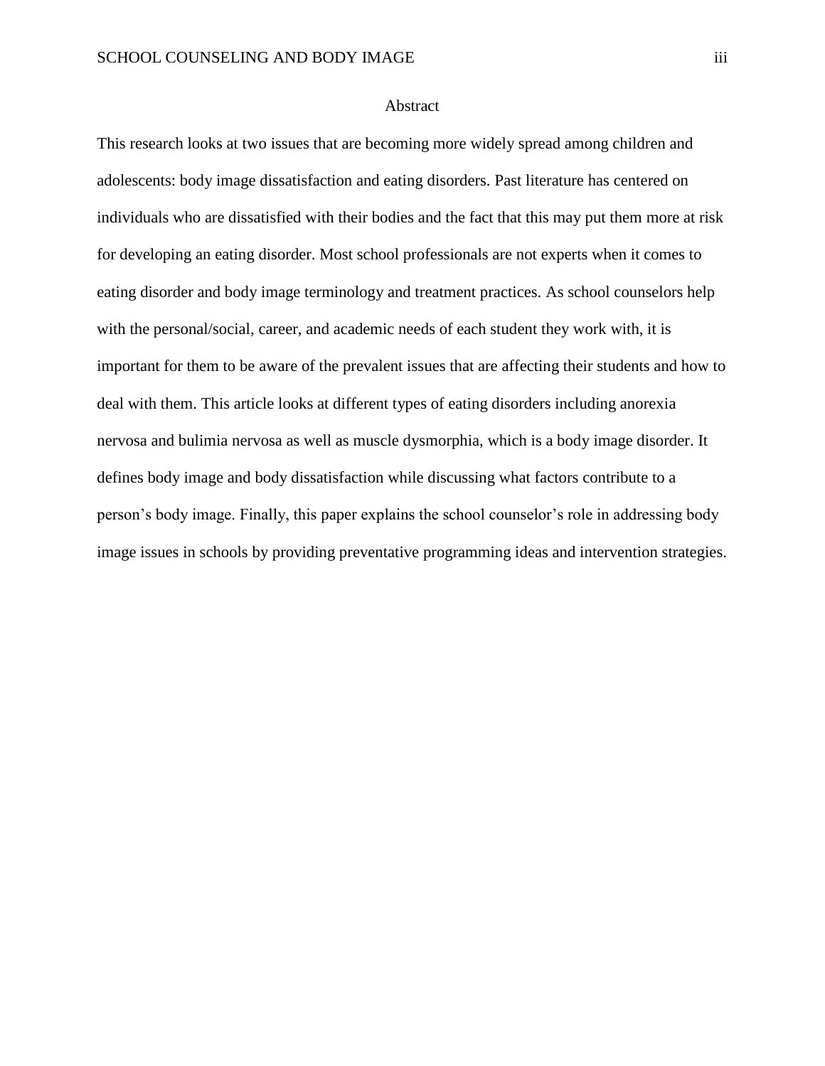# Abstract

This research looks at two issues that are becoming more widely spread among children and adolescents: body image dissatisfaction and eating disorders. Past literature has centered on individuals who are dissatisfied with their bodies and the fact that this may put them more at risk for developing an eating disorder. Most school professionals are not experts when it comes to eating disorder and body image terminology and treatment practices. As school counselors help with the personal/social, career, and academic needs of each student they work with, it is important for them to be aware of the prevalent issues that are affecting their students and how to deal with them. This article looks at different types of eating disorders including anorexia nervosa and bulimia nervosa as well as muscle dysmorphia, which is a body image disorder. It defines body image and body dissatisfaction while discussing what factors contribute to a person's body image. Finally, this paper explains the school counselor's role in addressing body image issues in schools by providing preventative programming ideas and intervention strategies.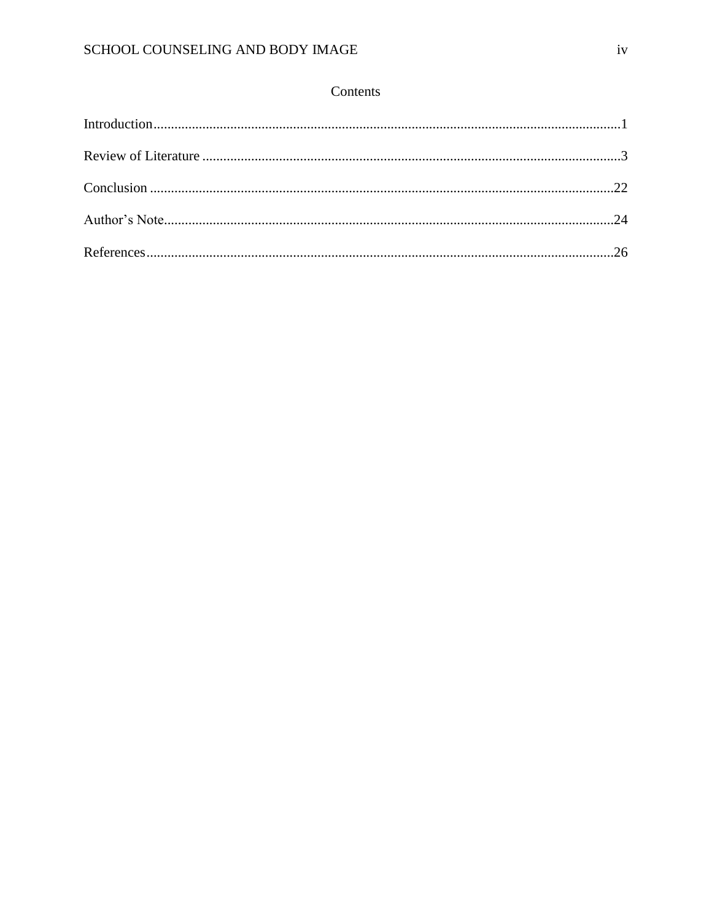# Contents

Introduction..............................................................................................................................1

Review of Literature ..................................................................................................................3

Conclusion ...............................................................................................................................22

Author's Note...........................................................................................................................24

References................................................................................................................................26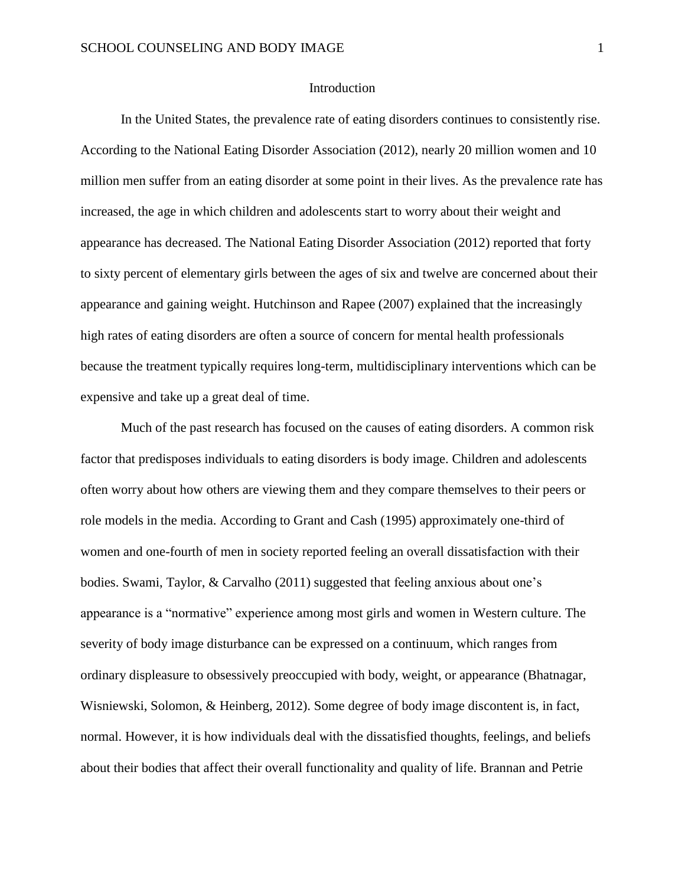# Introduction

In the United States, the prevalence rate of eating disorders continues to consistently rise. According to the National Eating Disorder Association (2012), nearly 20 million women and 10 million men suffer from an eating disorder at some point in their lives. As the prevalence rate has increased, the age in which children and adolescents start to worry about their weight and appearance has decreased. The National Eating Disorder Association (2012) reported that forty to sixty percent of elementary girls between the ages of six and twelve are concerned about their appearance and gaining weight. Hutchinson and Rapee (2007) explained that the increasingly high rates of eating disorders are often a source of concern for mental health professionals because the treatment typically requires long-term, multidisciplinary interventions which can be expensive and take up a great deal of time.

Much of the past research has focused on the causes of eating disorders. A common risk factor that predisposes individuals to eating disorders is body image. Children and adolescents often worry about how others are viewing them and they compare themselves to their peers or role models in the media. According to Grant and Cash (1995) approximately one-third of women and one-fourth of men in society reported feeling an overall dissatisfaction with their bodies. Swami, Taylor, & Carvalho (2011) suggested that feeling anxious about one's appearance is a "normative" experience among most girls and women in Western culture. The severity of body image disturbance can be expressed on a continuum, which ranges from ordinary displeasure to obsessively preoccupied with body, weight, or appearance (Bhatnagar, Wisniewski, Solomon, & Heinberg, 2012). Some degree of body image discontent is, in fact, normal. However, it is how individuals deal with the dissatisfied thoughts, feelings, and beliefs about their bodies that affect their overall functionality and quality of life. Brannan and Petrie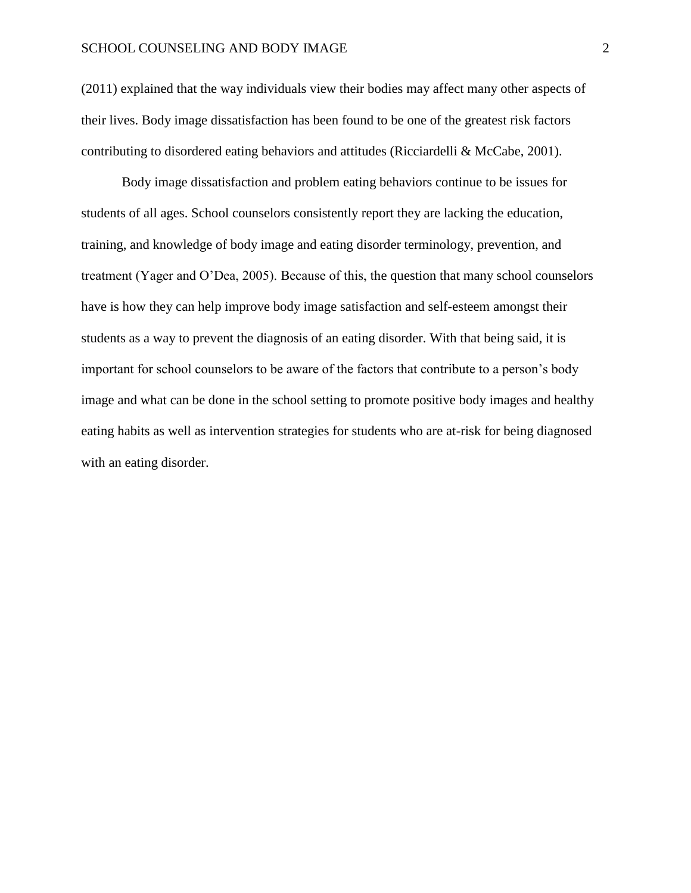(2011) explained that the way individuals view their bodies may affect many other aspects of their lives. Body image dissatisfaction has been found to be one of the greatest risk factors contributing to disordered eating behaviors and attitudes (Ricciardelli & McCabe, 2001).

Body image dissatisfaction and problem eating behaviors continue to be issues for students of all ages. School counselors consistently report they are lacking the education, training, and knowledge of body image and eating disorder terminology, prevention, and treatment (Yager and O'Dea, 2005). Because of this, the question that many school counselors have is how they can help improve body image satisfaction and self-esteem amongst their students as a way to prevent the diagnosis of an eating disorder. With that being said, it is important for school counselors to be aware of the factors that contribute to a person's body image and what can be done in the school setting to promote positive body images and healthy eating habits as well as intervention strategies for students who are at-risk for being diagnosed with an eating disorder.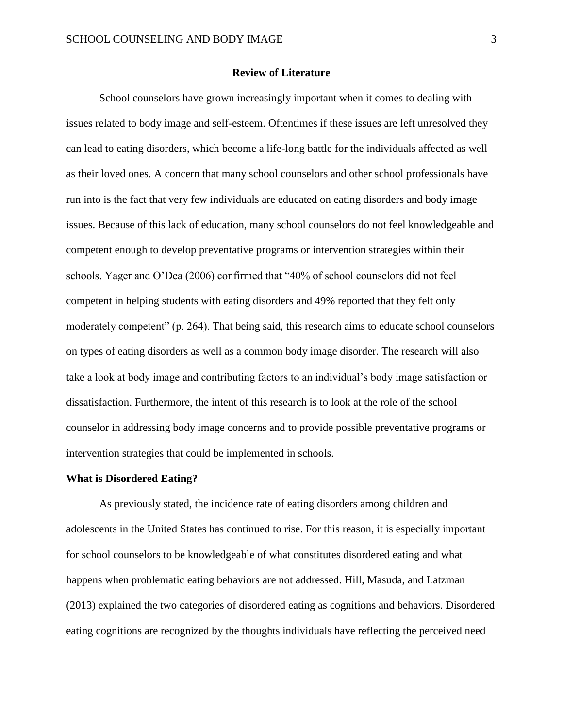## Review of Literature

School counselors have grown increasingly important when it comes to dealing with issues related to body image and self-esteem. Oftentimes if these issues are left unresolved they can lead to eating disorders, which become a life-long battle for the individuals affected as well as their loved ones. A concern that many school counselors and other school professionals have run into is the fact that very few individuals are educated on eating disorders and body image issues. Because of this lack of education, many school counselors do not feel knowledgeable and competent enough to develop preventative programs or intervention strategies within their schools. Yager and O'Dea (2006) confirmed that "40% of school counselors did not feel competent in helping students with eating disorders and 49% reported that they felt only moderately competent" (p. 264). That being said, this research aims to educate school counselors on types of eating disorders as well as a common body image disorder. The research will also take a look at body image and contributing factors to an individual's body image satisfaction or dissatisfaction. Furthermore, the intent of this research is to look at the role of the school counselor in addressing body image concerns and to provide possible preventative programs or intervention strategies that could be implemented in schools.

### What is Disordered Eating?

As previously stated, the incidence rate of eating disorders among children and adolescents in the United States has continued to rise. For this reason, it is especially important for school counselors to be knowledgeable of what constitutes disordered eating and what happens when problematic eating behaviors are not addressed. Hill, Masuda, and Latzman (2013) explained the two categories of disordered eating as cognitions and behaviors. Disordered eating cognitions are recognized by the thoughts individuals have reflecting the perceived need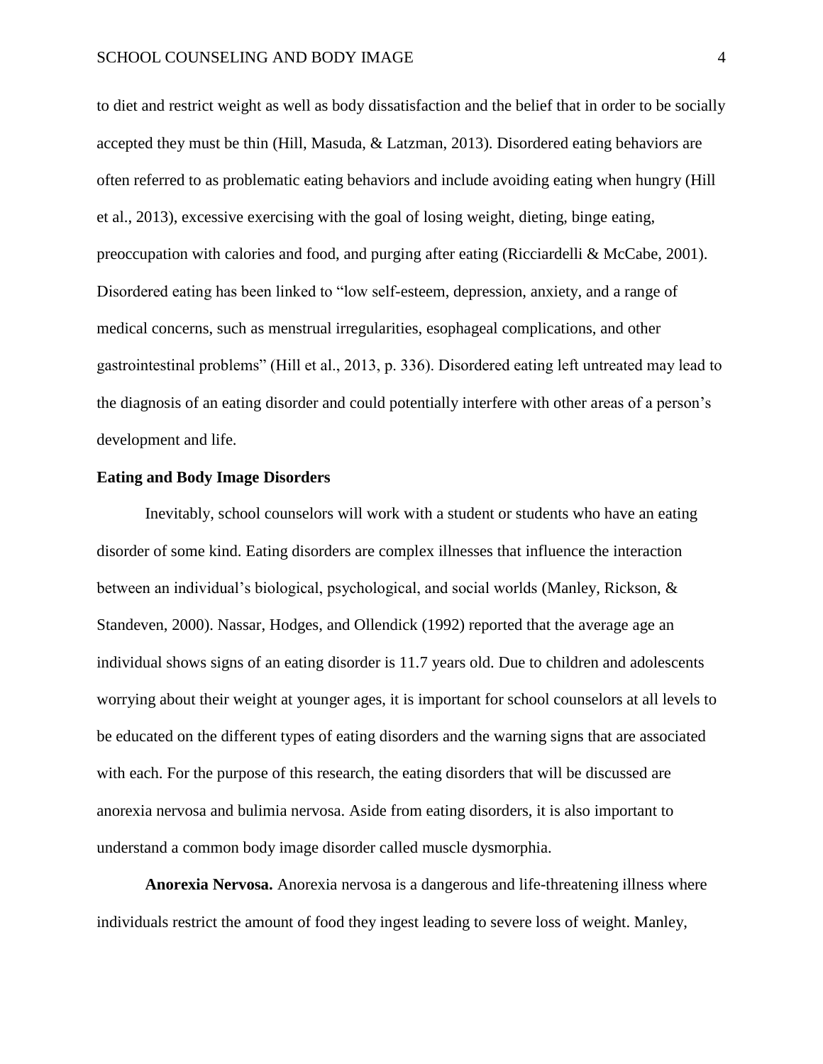to diet and restrict weight as well as body dissatisfaction and the belief that in order to be socially accepted they must be thin (Hill, Masuda, & Latzman, 2013). Disordered eating behaviors are often referred to as problematic eating behaviors and include avoiding eating when hungry (Hill et al., 2013), excessive exercising with the goal of losing weight, dieting, binge eating, preoccupation with calories and food, and purging after eating (Ricciardelli & McCabe, 2001). Disordered eating has been linked to "low self-esteem, depression, anxiety, and a range of medical concerns, such as menstrual irregularities, esophageal complications, and other gastrointestinal problems" (Hill et al., 2013, p. 336). Disordered eating left untreated may lead to the diagnosis of an eating disorder and could potentially interfere with other areas of a person's development and life.

## Eating and Body Image Disorders

Inevitably, school counselors will work with a student or students who have an eating disorder of some kind. Eating disorders are complex illnesses that influence the interaction between an individual's biological, psychological, and social worlds (Manley, Rickson, & Standeven, 2000). Nassar, Hodges, and Ollendick (1992) reported that the average age an individual shows signs of an eating disorder is 11.7 years old. Due to children and adolescents worrying about their weight at younger ages, it is important for school counselors at all levels to be educated on the different types of eating disorders and the warning signs that are associated with each. For the purpose of this research, the eating disorders that will be discussed are anorexia nervosa and bulimia nervosa. Aside from eating disorders, it is also important to understand a common body image disorder called muscle dysmorphia.

**Anorexia Nervosa.** Anorexia nervosa is a dangerous and life-threatening illness where individuals restrict the amount of food they ingest leading to severe loss of weight. Manley,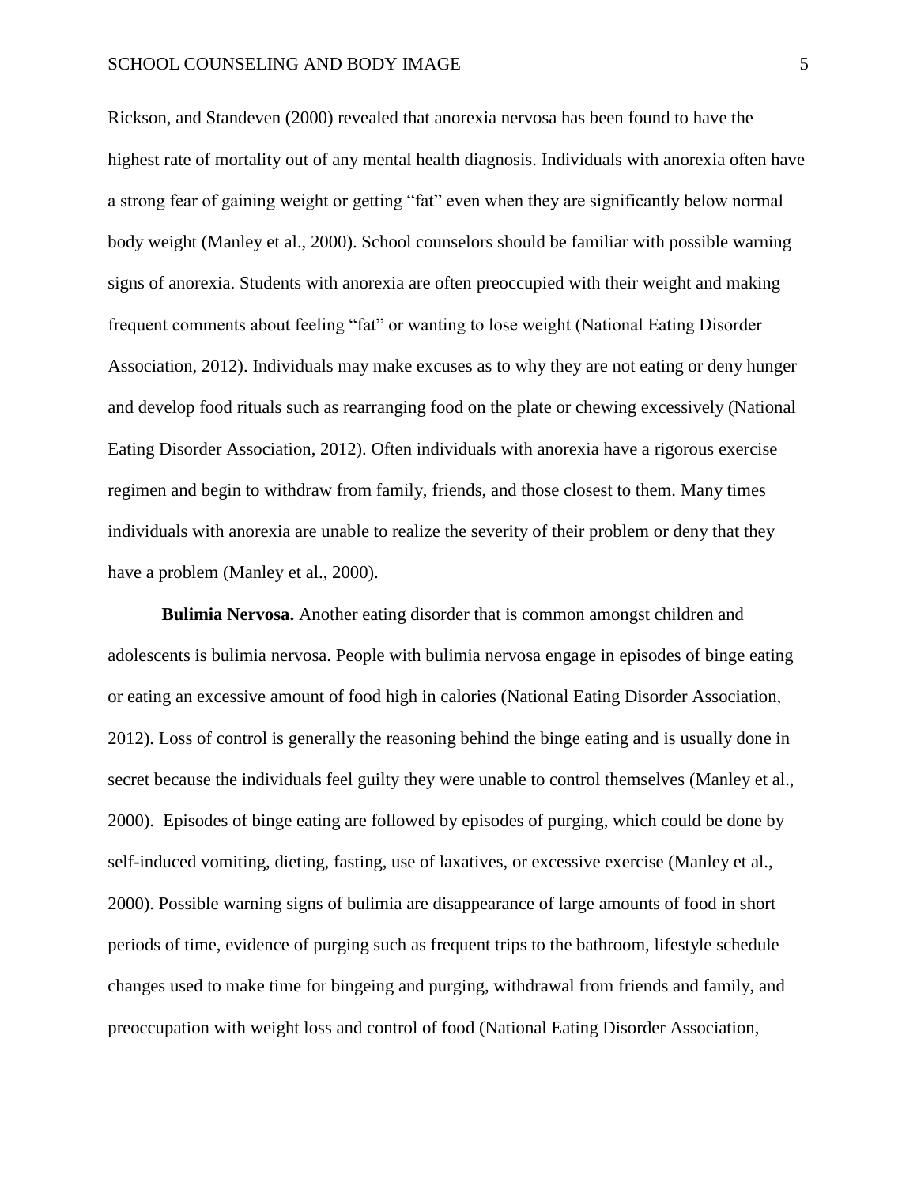Rickson, and Standeven (2000) revealed that anorexia nervosa has been found to have the highest rate of mortality out of any mental health diagnosis. Individuals with anorexia often have a strong fear of gaining weight or getting "fat" even when they are significantly below normal body weight (Manley et al., 2000). School counselors should be familiar with possible warning signs of anorexia. Students with anorexia are often preoccupied with their weight and making frequent comments about feeling "fat" or wanting to lose weight (National Eating Disorder Association, 2012). Individuals may make excuses as to why they are not eating or deny hunger and develop food rituals such as rearranging food on the plate or chewing excessively (National Eating Disorder Association, 2012). Often individuals with anorexia have a rigorous exercise regimen and begin to withdraw from family, friends, and those closest to them. Many times individuals with anorexia are unable to realize the severity of their problem or deny that they have a problem (Manley et al., 2000).

**Bulimia Nervosa.** Another eating disorder that is common amongst children and adolescents is bulimia nervosa. People with bulimia nervosa engage in episodes of binge eating or eating an excessive amount of food high in calories (National Eating Disorder Association, 2012). Loss of control is generally the reasoning behind the binge eating and is usually done in secret because the individuals feel guilty they were unable to control themselves (Manley et al., 2000). Episodes of binge eating are followed by episodes of purging, which could be done by self-induced vomiting, dieting, fasting, use of laxatives, or excessive exercise (Manley et al., 2000). Possible warning signs of bulimia are disappearance of large amounts of food in short periods of time, evidence of purging such as frequent trips to the bathroom, lifestyle schedule changes used to make time for bingeing and purging, withdrawal from friends and family, and preoccupation with weight loss and control of food (National Eating Disorder Association,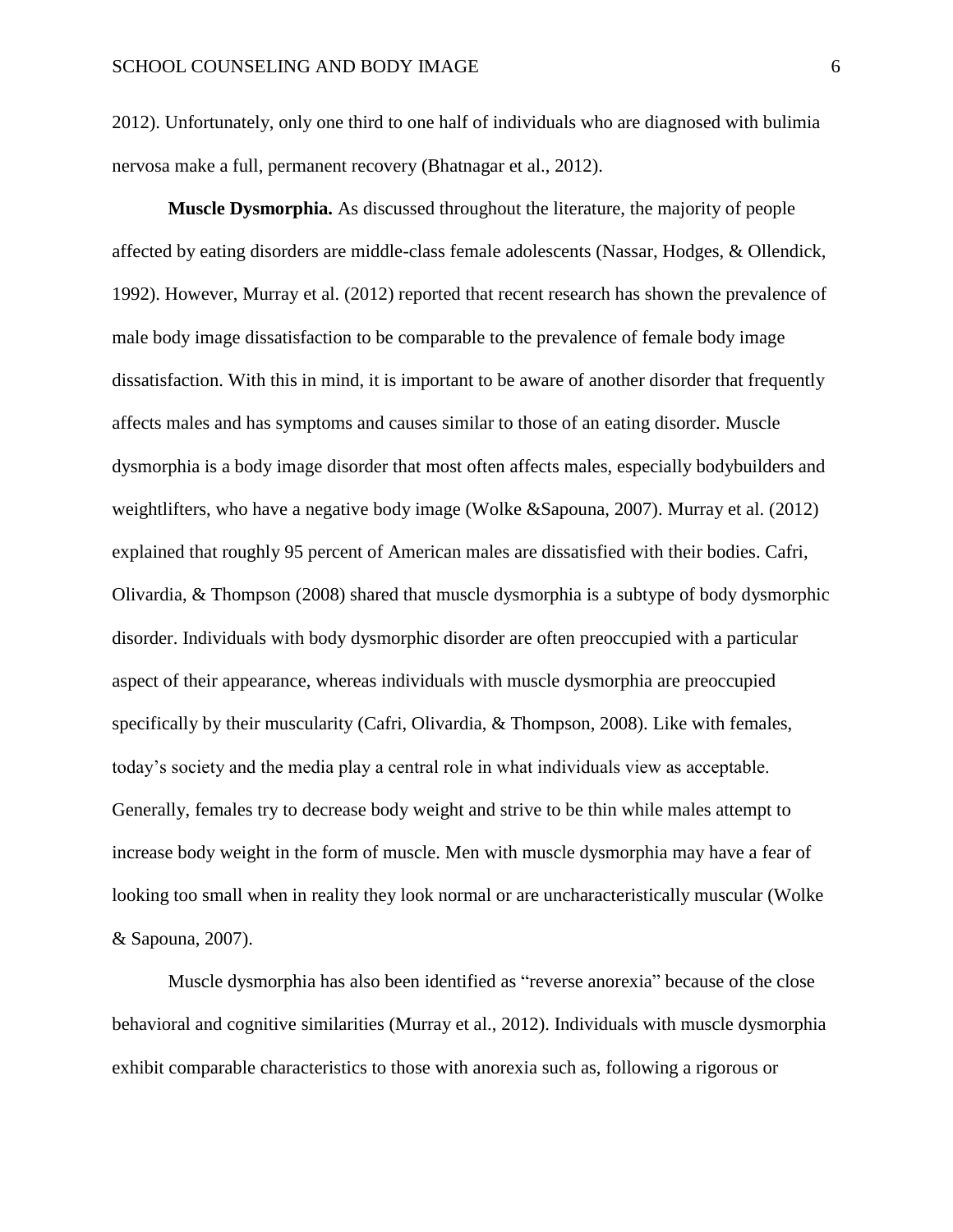2012). Unfortunately, only one third to one half of individuals who are diagnosed with bulimia nervosa make a full, permanent recovery (Bhatnagar et al., 2012).

**Muscle Dysmorphia.** As discussed throughout the literature, the majority of people affected by eating disorders are middle-class female adolescents (Nassar, Hodges, & Ollendick, 1992). However, Murray et al. (2012) reported that recent research has shown the prevalence of male body image dissatisfaction to be comparable to the prevalence of female body image dissatisfaction. With this in mind, it is important to be aware of another disorder that frequently affects males and has symptoms and causes similar to those of an eating disorder. Muscle dysmorphia is a body image disorder that most often affects males, especially bodybuilders and weightlifters, who have a negative body image (Wolke &Sapouna, 2007). Murray et al. (2012) explained that roughly 95 percent of American males are dissatisfied with their bodies. Cafri, Olivardia, & Thompson (2008) shared that muscle dysmorphia is a subtype of body dysmorphic disorder. Individuals with body dysmorphic disorder are often preoccupied with a particular aspect of their appearance, whereas individuals with muscle dysmorphia are preoccupied specifically by their muscularity (Cafri, Olivardia, & Thompson, 2008). Like with females, today's society and the media play a central role in what individuals view as acceptable. Generally, females try to decrease body weight and strive to be thin while males attempt to increase body weight in the form of muscle. Men with muscle dysmorphia may have a fear of looking too small when in reality they look normal or are uncharacteristically muscular (Wolke & Sapouna, 2007).

Muscle dysmorphia has also been identified as "reverse anorexia" because of the close behavioral and cognitive similarities (Murray et al., 2012). Individuals with muscle dysmorphia exhibit comparable characteristics to those with anorexia such as, following a rigorous or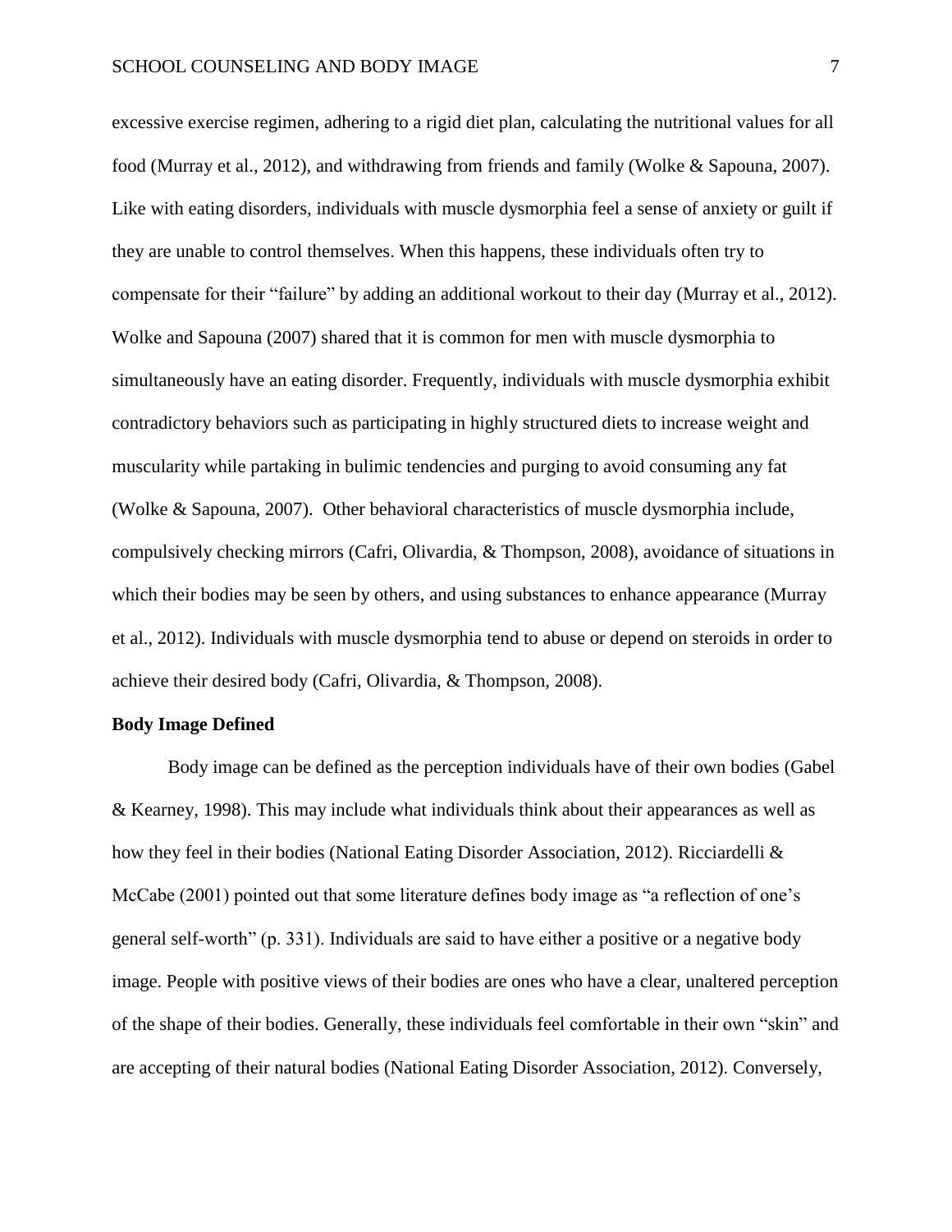excessive exercise regimen, adhering to a rigid diet plan, calculating the nutritional values for all food (Murray et al., 2012), and withdrawing from friends and family (Wolke & Sapouna, 2007). Like with eating disorders, individuals with muscle dysmorphia feel a sense of anxiety or guilt if they are unable to control themselves. When this happens, these individuals often try to compensate for their "failure" by adding an additional workout to their day (Murray et al., 2012). Wolke and Sapouna (2007) shared that it is common for men with muscle dysmorphia to simultaneously have an eating disorder. Frequently, individuals with muscle dysmorphia exhibit contradictory behaviors such as participating in highly structured diets to increase weight and muscularity while partaking in bulimic tendencies and purging to avoid consuming any fat (Wolke & Sapouna, 2007). Other behavioral characteristics of muscle dysmorphia include, compulsively checking mirrors (Cafri, Olivardia, & Thompson, 2008), avoidance of situations in which their bodies may be seen by others, and using substances to enhance appearance (Murray et al., 2012). Individuals with muscle dysmorphia tend to abuse or depend on steroids in order to achieve their desired body (Cafri, Olivardia, & Thompson, 2008).

**Body Image Defined**

Body image can be defined as the perception individuals have of their own bodies (Gabel & Kearney, 1998). This may include what individuals think about their appearances as well as how they feel in their bodies (National Eating Disorder Association, 2012). Ricciardelli & McCabe (2001) pointed out that some literature defines body image as "a reflection of one's general self-worth" (p. 331). Individuals are said to have either a positive or a negative body image. People with positive views of their bodies are ones who have a clear, unaltered perception of the shape of their bodies. Generally, these individuals feel comfortable in their own "skin" and are accepting of their natural bodies (National Eating Disorder Association, 2012). Conversely,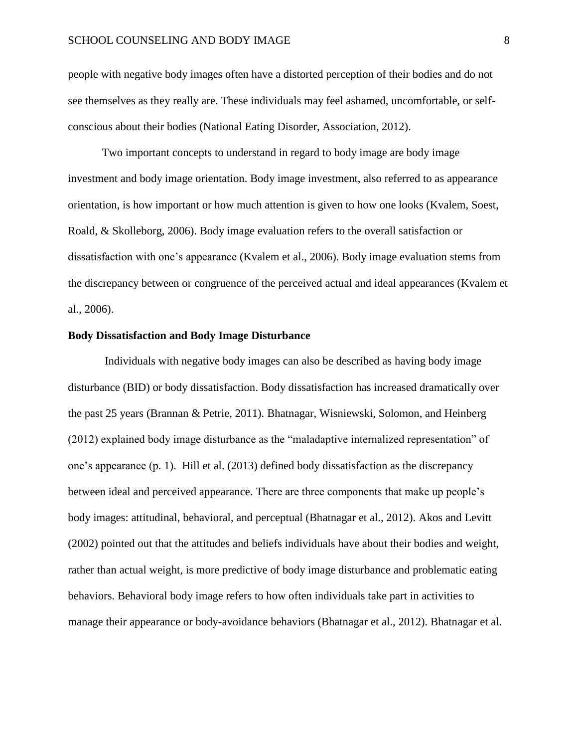people with negative body images often have a distorted perception of their bodies and do not see themselves as they really are. These individuals may feel ashamed, uncomfortable, or self-conscious about their bodies (National Eating Disorder, Association, 2012).

Two important concepts to understand in regard to body image are body image investment and body image orientation. Body image investment, also referred to as appearance orientation, is how important or how much attention is given to how one looks (Kvalem, Soest, Roald, & Skolleborg, 2006). Body image evaluation refers to the overall satisfaction or dissatisfaction with one's appearance (Kvalem et al., 2006). Body image evaluation stems from the discrepancy between or congruence of the perceived actual and ideal appearances (Kvalem et al., 2006).

**Body Dissatisfaction and Body Image Disturbance**

Individuals with negative body images can also be described as having body image disturbance (BID) or body dissatisfaction. Body dissatisfaction has increased dramatically over the past 25 years (Brannan & Petrie, 2011). Bhatnagar, Wisniewski, Solomon, and Heinberg (2012) explained body image disturbance as the "maladaptive internalized representation" of one's appearance (p. 1). Hill et al. (2013) defined body dissatisfaction as the discrepancy between ideal and perceived appearance. There are three components that make up people's body images: attitudinal, behavioral, and perceptual (Bhatnagar et al., 2012). Akos and Levitt (2002) pointed out that the attitudes and beliefs individuals have about their bodies and weight, rather than actual weight, is more predictive of body image disturbance and problematic eating behaviors. Behavioral body image refers to how often individuals take part in activities to manage their appearance or body-avoidance behaviors (Bhatnagar et al., 2012). Bhatnagar et al.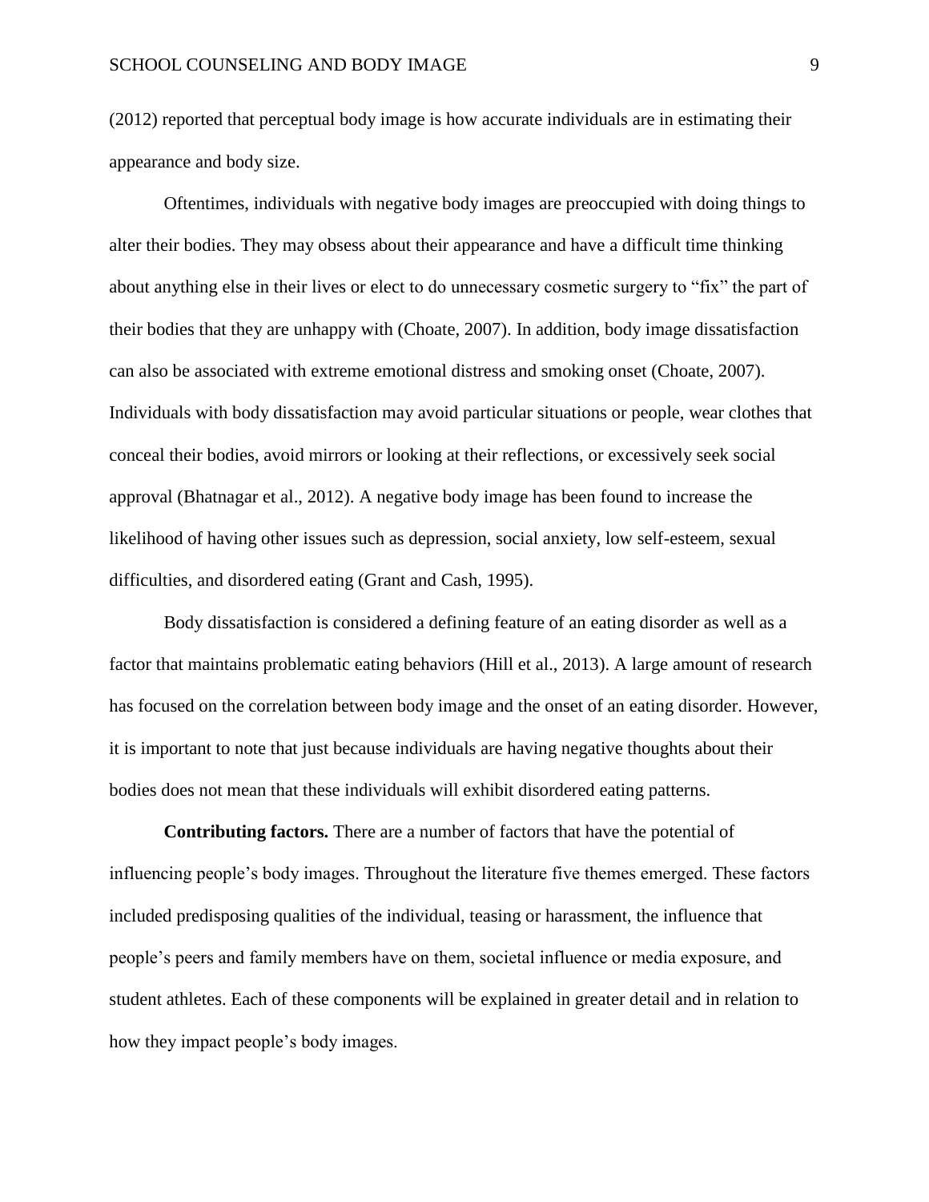(2012) reported that perceptual body image is how accurate individuals are in estimating their appearance and body size.

Oftentimes, individuals with negative body images are preoccupied with doing things to alter their bodies. They may obsess about their appearance and have a difficult time thinking about anything else in their lives or elect to do unnecessary cosmetic surgery to "fix" the part of their bodies that they are unhappy with (Choate, 2007). In addition, body image dissatisfaction can also be associated with extreme emotional distress and smoking onset (Choate, 2007). Individuals with body dissatisfaction may avoid particular situations or people, wear clothes that conceal their bodies, avoid mirrors or looking at their reflections, or excessively seek social approval (Bhatnagar et al., 2012). A negative body image has been found to increase the likelihood of having other issues such as depression, social anxiety, low self-esteem, sexual difficulties, and disordered eating (Grant and Cash, 1995).

Body dissatisfaction is considered a defining feature of an eating disorder as well as a factor that maintains problematic eating behaviors (Hill et al., 2013). A large amount of research has focused on the correlation between body image and the onset of an eating disorder. However, it is important to note that just because individuals are having negative thoughts about their bodies does not mean that these individuals will exhibit disordered eating patterns.

**Contributing factors.** There are a number of factors that have the potential of influencing people's body images. Throughout the literature five themes emerged. These factors included predisposing qualities of the individual, teasing or harassment, the influence that people's peers and family members have on them, societal influence or media exposure, and student athletes. Each of these components will be explained in greater detail and in relation to how they impact people's body images.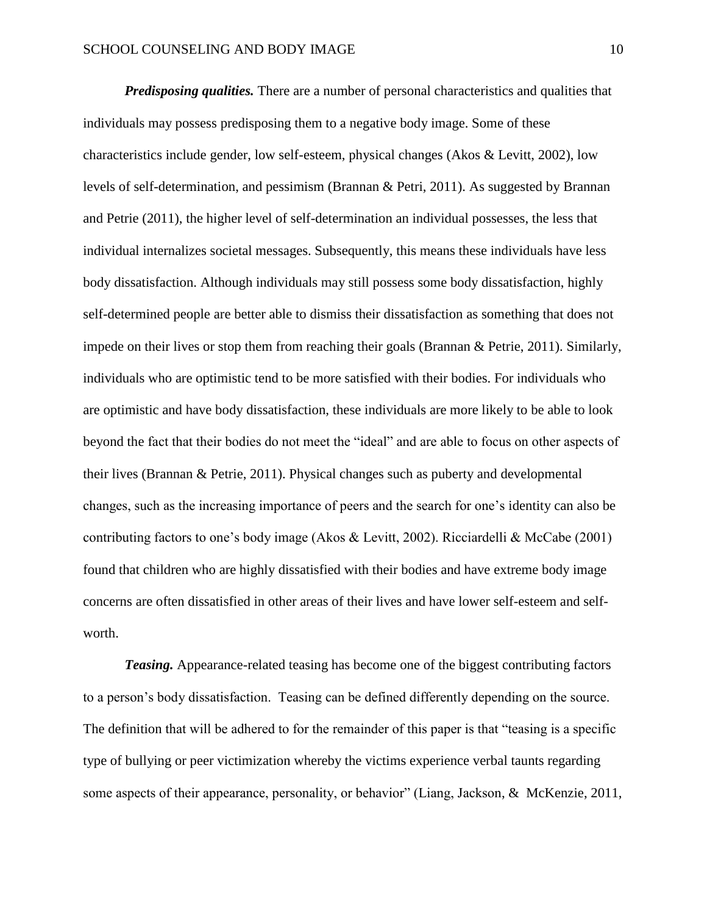***Predisposing qualities.*** There are a number of personal characteristics and qualities that individuals may possess predisposing them to a negative body image. Some of these characteristics include gender, low self-esteem, physical changes (Akos & Levitt, 2002), low levels of self-determination, and pessimism (Brannan & Petri, 2011). As suggested by Brannan and Petrie (2011), the higher level of self-determination an individual possesses, the less that individual internalizes societal messages. Subsequently, this means these individuals have less body dissatisfaction. Although individuals may still possess some body dissatisfaction, highly self-determined people are better able to dismiss their dissatisfaction as something that does not impede on their lives or stop them from reaching their goals (Brannan & Petrie, 2011). Similarly, individuals who are optimistic tend to be more satisfied with their bodies. For individuals who are optimistic and have body dissatisfaction, these individuals are more likely to be able to look beyond the fact that their bodies do not meet the "ideal" and are able to focus on other aspects of their lives (Brannan & Petrie, 2011). Physical changes such as puberty and developmental changes, such as the increasing importance of peers and the search for one's identity can also be contributing factors to one's body image (Akos & Levitt, 2002). Ricciardelli & McCabe (2001) found that children who are highly dissatisfied with their bodies and have extreme body image concerns are often dissatisfied in other areas of their lives and have lower self-esteem and self-worth.

***Teasing.*** Appearance-related teasing has become one of the biggest contributing factors to a person's body dissatisfaction. Teasing can be defined differently depending on the source. The definition that will be adhered to for the remainder of this paper is that "teasing is a specific type of bullying or peer victimization whereby the victims experience verbal taunts regarding some aspects of their appearance, personality, or behavior" (Liang, Jackson, & McKenzie, 2011,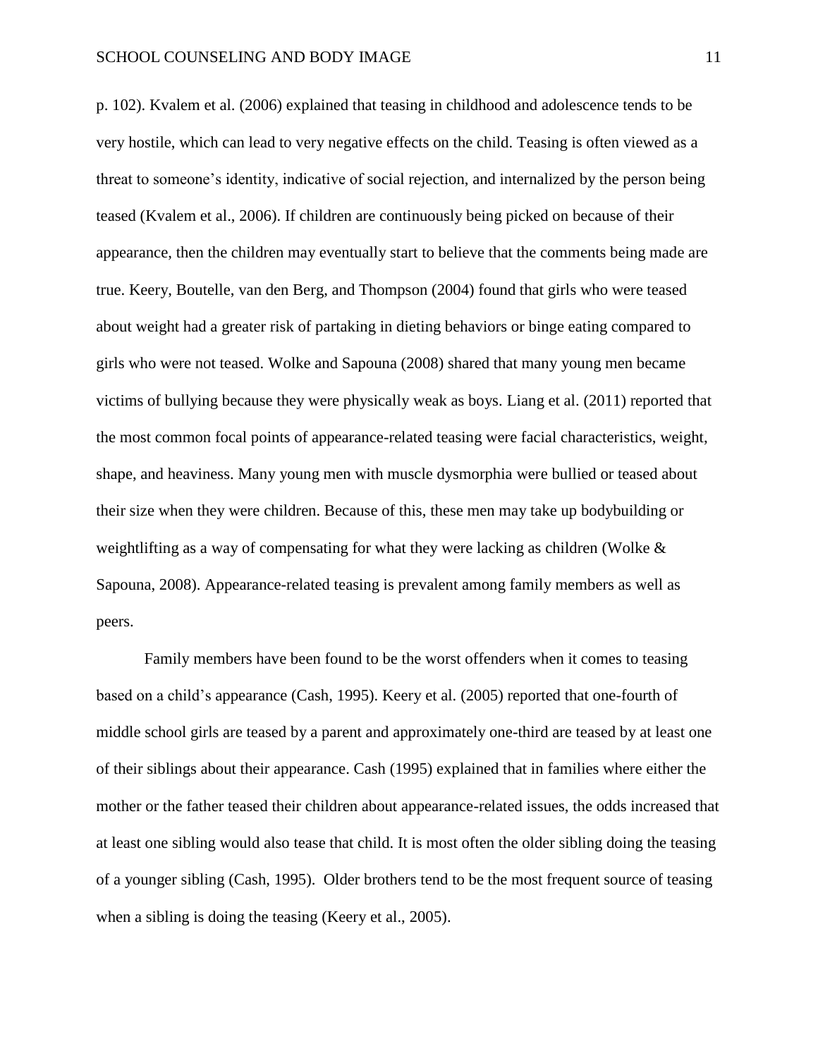p. 102). Kvalem et al. (2006) explained that teasing in childhood and adolescence tends to be very hostile, which can lead to very negative effects on the child. Teasing is often viewed as a threat to someone's identity, indicative of social rejection, and internalized by the person being teased (Kvalem et al., 2006). If children are continuously being picked on because of their appearance, then the children may eventually start to believe that the comments being made are true. Keery, Boutelle, van den Berg, and Thompson (2004) found that girls who were teased about weight had a greater risk of partaking in dieting behaviors or binge eating compared to girls who were not teased. Wolke and Sapouna (2008) shared that many young men became victims of bullying because they were physically weak as boys. Liang et al. (2011) reported that the most common focal points of appearance-related teasing were facial characteristics, weight, shape, and heaviness. Many young men with muscle dysmorphia were bullied or teased about their size when they were children. Because of this, these men may take up bodybuilding or weightlifting as a way of compensating for what they were lacking as children (Wolke & Sapouna, 2008). Appearance-related teasing is prevalent among family members as well as peers.

Family members have been found to be the worst offenders when it comes to teasing based on a child's appearance (Cash, 1995). Keery et al. (2005) reported that one-fourth of middle school girls are teased by a parent and approximately one-third are teased by at least one of their siblings about their appearance. Cash (1995) explained that in families where either the mother or the father teased their children about appearance-related issues, the odds increased that at least one sibling would also tease that child. It is most often the older sibling doing the teasing of a younger sibling (Cash, 1995). Older brothers tend to be the most frequent source of teasing when a sibling is doing the teasing (Keery et al., 2005).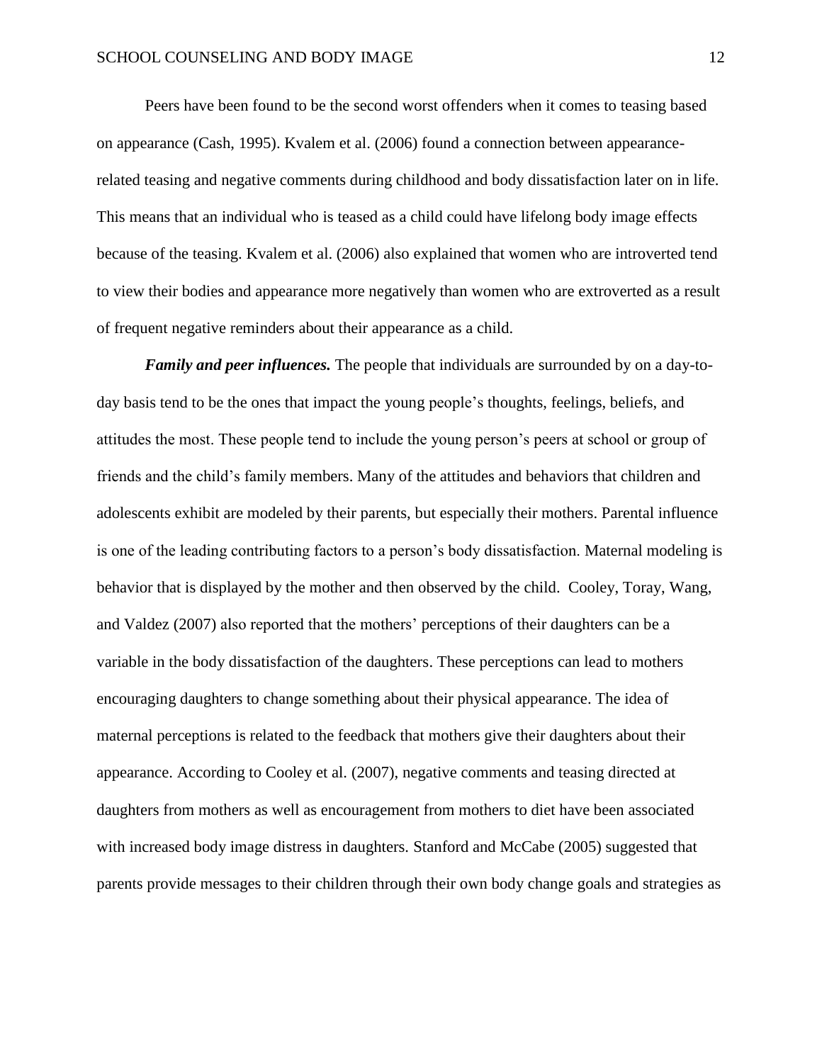Peers have been found to be the second worst offenders when it comes to teasing based on appearance (Cash, 1995). Kvalem et al. (2006) found a connection between appearance-related teasing and negative comments during childhood and body dissatisfaction later on in life. This means that an individual who is teased as a child could have lifelong body image effects because of the teasing. Kvalem et al. (2006) also explained that women who are introverted tend to view their bodies and appearance more negatively than women who are extroverted as a result of frequent negative reminders about their appearance as a child.

***Family and peer influences.*** The people that individuals are surrounded by on a day-to-day basis tend to be the ones that impact the young people's thoughts, feelings, beliefs, and attitudes the most. These people tend to include the young person's peers at school or group of friends and the child's family members. Many of the attitudes and behaviors that children and adolescents exhibit are modeled by their parents, but especially their mothers. Parental influence is one of the leading contributing factors to a person's body dissatisfaction. Maternal modeling is behavior that is displayed by the mother and then observed by the child. Cooley, Toray, Wang, and Valdez (2007) also reported that the mothers' perceptions of their daughters can be a variable in the body dissatisfaction of the daughters. These perceptions can lead to mothers encouraging daughters to change something about their physical appearance. The idea of maternal perceptions is related to the feedback that mothers give their daughters about their appearance. According to Cooley et al. (2007), negative comments and teasing directed at daughters from mothers as well as encouragement from mothers to diet have been associated with increased body image distress in daughters. Stanford and McCabe (2005) suggested that parents provide messages to their children through their own body change goals and strategies as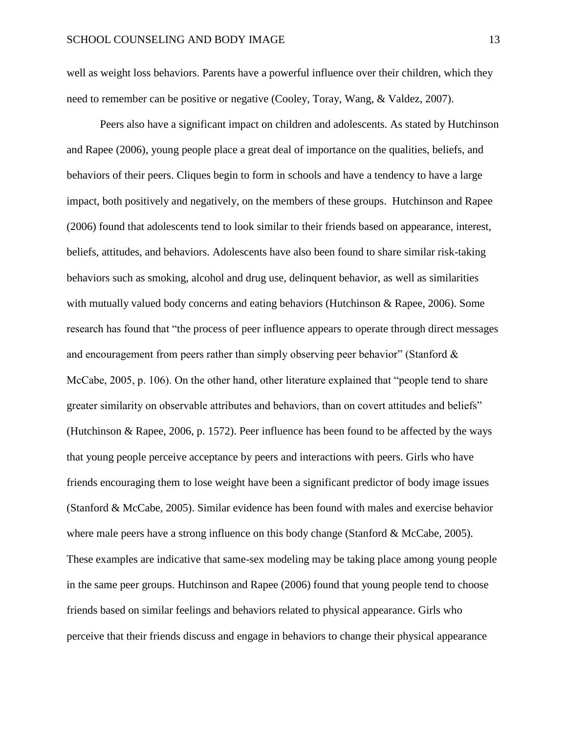well as weight loss behaviors. Parents have a powerful influence over their children, which they need to remember can be positive or negative (Cooley, Toray, Wang, & Valdez, 2007).

Peers also have a significant impact on children and adolescents. As stated by Hutchinson and Rapee (2006), young people place a great deal of importance on the qualities, beliefs, and behaviors of their peers. Cliques begin to form in schools and have a tendency to have a large impact, both positively and negatively, on the members of these groups. Hutchinson and Rapee (2006) found that adolescents tend to look similar to their friends based on appearance, interest, beliefs, attitudes, and behaviors. Adolescents have also been found to share similar risk-taking behaviors such as smoking, alcohol and drug use, delinquent behavior, as well as similarities with mutually valued body concerns and eating behaviors (Hutchinson & Rapee, 2006). Some research has found that "the process of peer influence appears to operate through direct messages and encouragement from peers rather than simply observing peer behavior" (Stanford & McCabe, 2005, p. 106). On the other hand, other literature explained that "people tend to share greater similarity on observable attributes and behaviors, than on covert attitudes and beliefs" (Hutchinson & Rapee, 2006, p. 1572). Peer influence has been found to be affected by the ways that young people perceive acceptance by peers and interactions with peers. Girls who have friends encouraging them to lose weight have been a significant predictor of body image issues (Stanford & McCabe, 2005). Similar evidence has been found with males and exercise behavior where male peers have a strong influence on this body change (Stanford & McCabe, 2005). These examples are indicative that same-sex modeling may be taking place among young people in the same peer groups. Hutchinson and Rapee (2006) found that young people tend to choose friends based on similar feelings and behaviors related to physical appearance. Girls who perceive that their friends discuss and engage in behaviors to change their physical appearance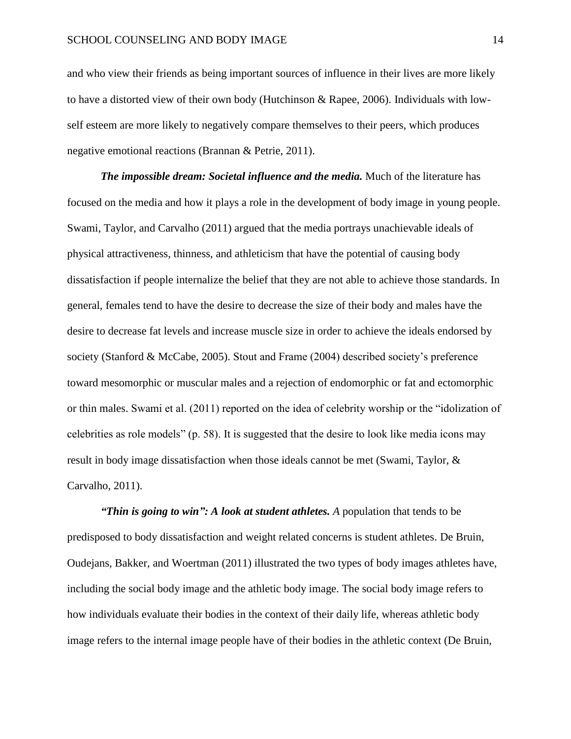and who view their friends as being important sources of influence in their lives are more likely to have a distorted view of their own body (Hutchinson & Rapee, 2006). Individuals with low-self esteem are more likely to negatively compare themselves to their peers, which produces negative emotional reactions (Brannan & Petrie, 2011).

***The impossible dream: Societal influence and the media.*** Much of the literature has focused on the media and how it plays a role in the development of body image in young people. Swami, Taylor, and Carvalho (2011) argued that the media portrays unachievable ideals of physical attractiveness, thinness, and athleticism that have the potential of causing body dissatisfaction if people internalize the belief that they are not able to achieve those standards. In general, females tend to have the desire to decrease the size of their body and males have the desire to decrease fat levels and increase muscle size in order to achieve the ideals endorsed by society (Stanford & McCabe, 2005). Stout and Frame (2004) described society's preference toward mesomorphic or muscular males and a rejection of endomorphic or fat and ectomorphic or thin males. Swami et al. (2011) reported on the idea of celebrity worship or the "idolization of celebrities as role models" (p. 58). It is suggested that the desire to look like media icons may result in body image dissatisfaction when those ideals cannot be met (Swami, Taylor, & Carvalho, 2011).

***"Thin is going to win": A look at student athletes. A*** population that tends to be predisposed to body dissatisfaction and weight related concerns is student athletes. De Bruin, Oudejans, Bakker, and Woertman (2011) illustrated the two types of body images athletes have, including the social body image and the athletic body image. The social body image refers to how individuals evaluate their bodies in the context of their daily life, whereas athletic body image refers to the internal image people have of their bodies in the athletic context (De Bruin,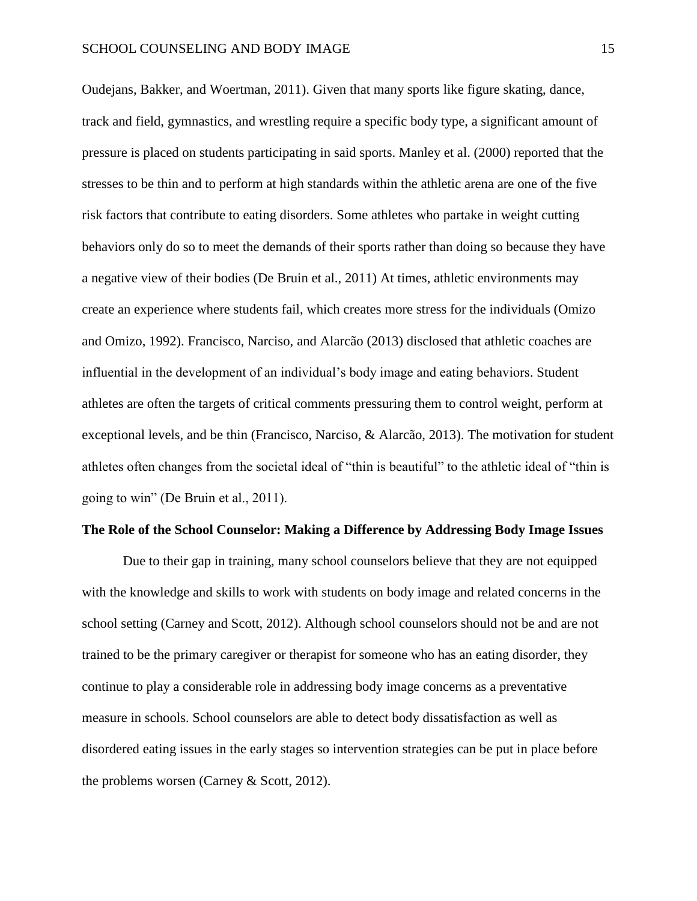Oudejans, Bakker, and Woertman, 2011). Given that many sports like figure skating, dance, track and field, gymnastics, and wrestling require a specific body type, a significant amount of pressure is placed on students participating in said sports. Manley et al. (2000) reported that the stresses to be thin and to perform at high standards within the athletic arena are one of the five risk factors that contribute to eating disorders. Some athletes who partake in weight cutting behaviors only do so to meet the demands of their sports rather than doing so because they have a negative view of their bodies (De Bruin et al., 2011) At times, athletic environments may create an experience where students fail, which creates more stress for the individuals (Omizo and Omizo, 1992). Francisco, Narciso, and Alarcão (2013) disclosed that athletic coaches are influential in the development of an individual's body image and eating behaviors. Student athletes are often the targets of critical comments pressuring them to control weight, perform at exceptional levels, and be thin (Francisco, Narciso, & Alarcão, 2013). The motivation for student athletes often changes from the societal ideal of "thin is beautiful" to the athletic ideal of "thin is going to win" (De Bruin et al., 2011).

**The Role of the School Counselor: Making a Difference by Addressing Body Image Issues**

Due to their gap in training, many school counselors believe that they are not equipped with the knowledge and skills to work with students on body image and related concerns in the school setting (Carney and Scott, 2012). Although school counselors should not be and are not trained to be the primary caregiver or therapist for someone who has an eating disorder, they continue to play a considerable role in addressing body image concerns as a preventative measure in schools. School counselors are able to detect body dissatisfaction as well as disordered eating issues in the early stages so intervention strategies can be put in place before the problems worsen (Carney & Scott, 2012).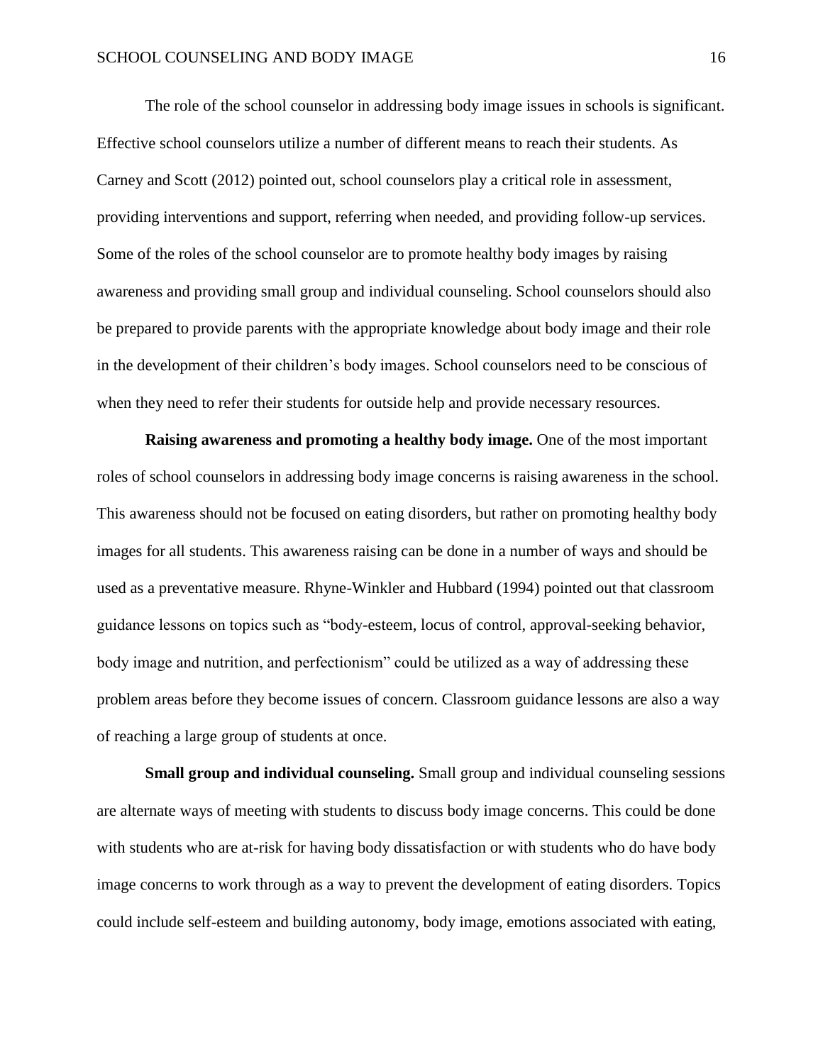The role of the school counselor in addressing body image issues in schools is significant. Effective school counselors utilize a number of different means to reach their students. As Carney and Scott (2012) pointed out, school counselors play a critical role in assessment, providing interventions and support, referring when needed, and providing follow-up services. Some of the roles of the school counselor are to promote healthy body images by raising awareness and providing small group and individual counseling. School counselors should also be prepared to provide parents with the appropriate knowledge about body image and their role in the development of their children's body images. School counselors need to be conscious of when they need to refer their students for outside help and provide necessary resources.

**Raising awareness and promoting a healthy body image.** One of the most important roles of school counselors in addressing body image concerns is raising awareness in the school. This awareness should not be focused on eating disorders, but rather on promoting healthy body images for all students. This awareness raising can be done in a number of ways and should be used as a preventative measure. Rhyne-Winkler and Hubbard (1994) pointed out that classroom guidance lessons on topics such as "body-esteem, locus of control, approval-seeking behavior, body image and nutrition, and perfectionism" could be utilized as a way of addressing these problem areas before they become issues of concern. Classroom guidance lessons are also a way of reaching a large group of students at once.

**Small group and individual counseling.** Small group and individual counseling sessions are alternate ways of meeting with students to discuss body image concerns. This could be done with students who are at-risk for having body dissatisfaction or with students who do have body image concerns to work through as a way to prevent the development of eating disorders. Topics could include self-esteem and building autonomy, body image, emotions associated with eating,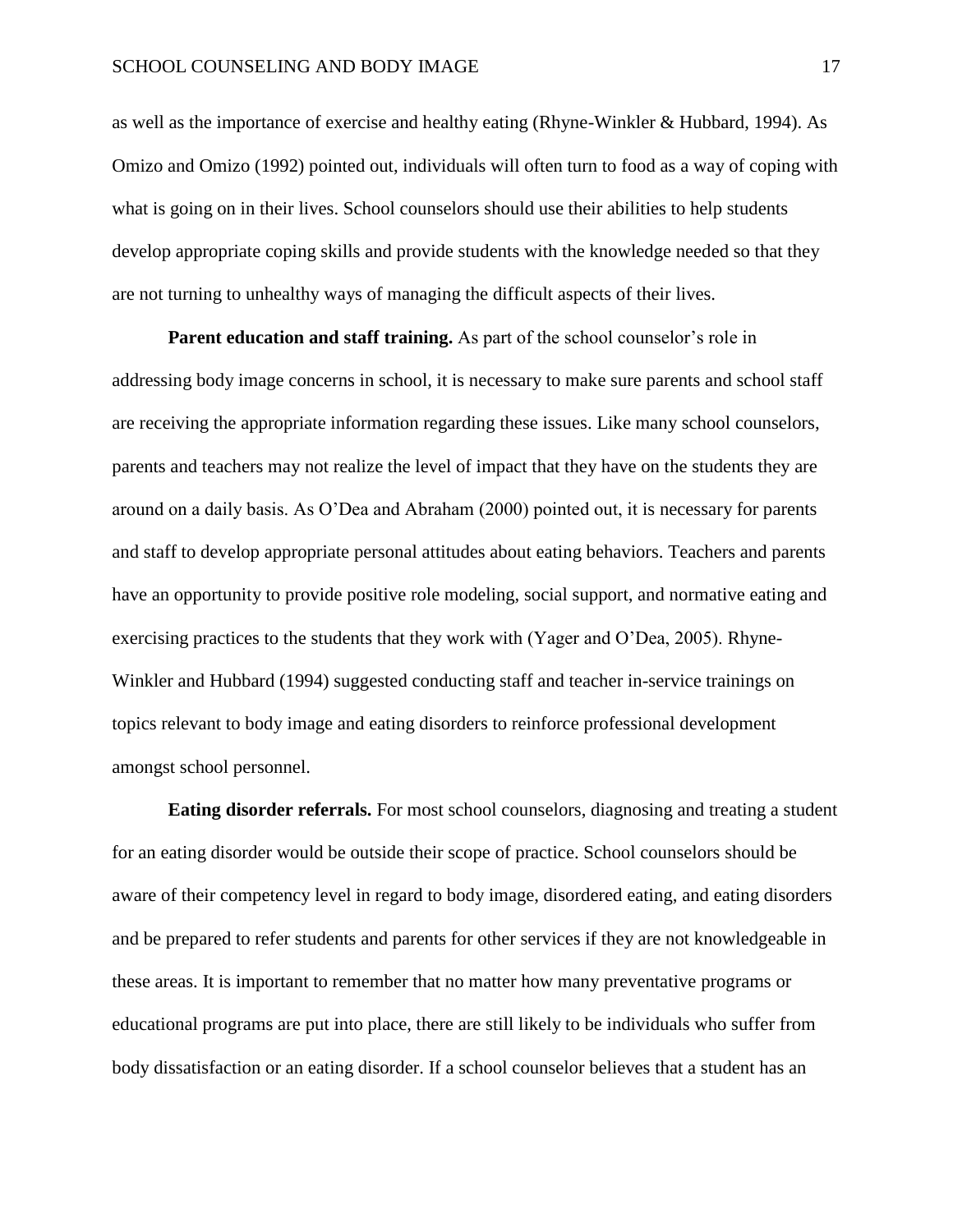as well as the importance of exercise and healthy eating (Rhyne-Winkler & Hubbard, 1994). As Omizo and Omizo (1992) pointed out, individuals will often turn to food as a way of coping with what is going on in their lives. School counselors should use their abilities to help students develop appropriate coping skills and provide students with the knowledge needed so that they are not turning to unhealthy ways of managing the difficult aspects of their lives.

**Parent education and staff training.** As part of the school counselor's role in addressing body image concerns in school, it is necessary to make sure parents and school staff are receiving the appropriate information regarding these issues. Like many school counselors, parents and teachers may not realize the level of impact that they have on the students they are around on a daily basis. As O'Dea and Abraham (2000) pointed out, it is necessary for parents and staff to develop appropriate personal attitudes about eating behaviors. Teachers and parents have an opportunity to provide positive role modeling, social support, and normative eating and exercising practices to the students that they work with (Yager and O'Dea, 2005). Rhyne-Winkler and Hubbard (1994) suggested conducting staff and teacher in-service trainings on topics relevant to body image and eating disorders to reinforce professional development amongst school personnel.

**Eating disorder referrals.** For most school counselors, diagnosing and treating a student for an eating disorder would be outside their scope of practice. School counselors should be aware of their competency level in regard to body image, disordered eating, and eating disorders and be prepared to refer students and parents for other services if they are not knowledgeable in these areas. It is important to remember that no matter how many preventative programs or educational programs are put into place, there are still likely to be individuals who suffer from body dissatisfaction or an eating disorder. If a school counselor believes that a student has an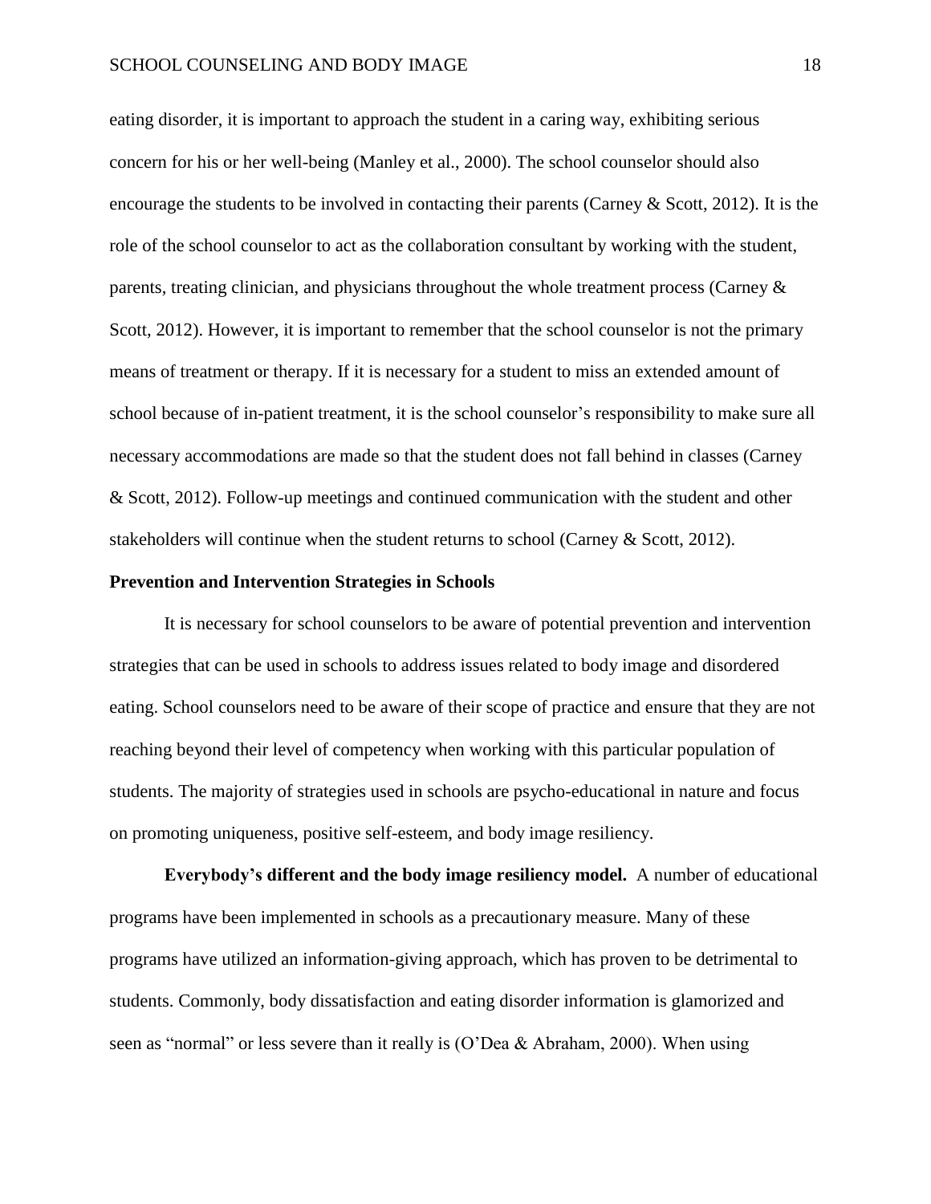eating disorder, it is important to approach the student in a caring way, exhibiting serious concern for his or her well-being (Manley et al., 2000). The school counselor should also encourage the students to be involved in contacting their parents (Carney & Scott, 2012). It is the role of the school counselor to act as the collaboration consultant by working with the student, parents, treating clinician, and physicians throughout the whole treatment process (Carney & Scott, 2012). However, it is important to remember that the school counselor is not the primary means of treatment or therapy. If it is necessary for a student to miss an extended amount of school because of in-patient treatment, it is the school counselor's responsibility to make sure all necessary accommodations are made so that the student does not fall behind in classes (Carney & Scott, 2012). Follow-up meetings and continued communication with the student and other stakeholders will continue when the student returns to school (Carney & Scott, 2012).

## Prevention and Intervention Strategies in Schools

It is necessary for school counselors to be aware of potential prevention and intervention strategies that can be used in schools to address issues related to body image and disordered eating. School counselors need to be aware of their scope of practice and ensure that they are not reaching beyond their level of competency when working with this particular population of students. The majority of strategies used in schools are psycho-educational in nature and focus on promoting uniqueness, positive self-esteem, and body image resiliency.

**Everybody's different and the body image resiliency model.** A number of educational programs have been implemented in schools as a precautionary measure. Many of these programs have utilized an information-giving approach, which has proven to be detrimental to students. Commonly, body dissatisfaction and eating disorder information is glamorized and seen as "normal" or less severe than it really is (O'Dea & Abraham, 2000). When using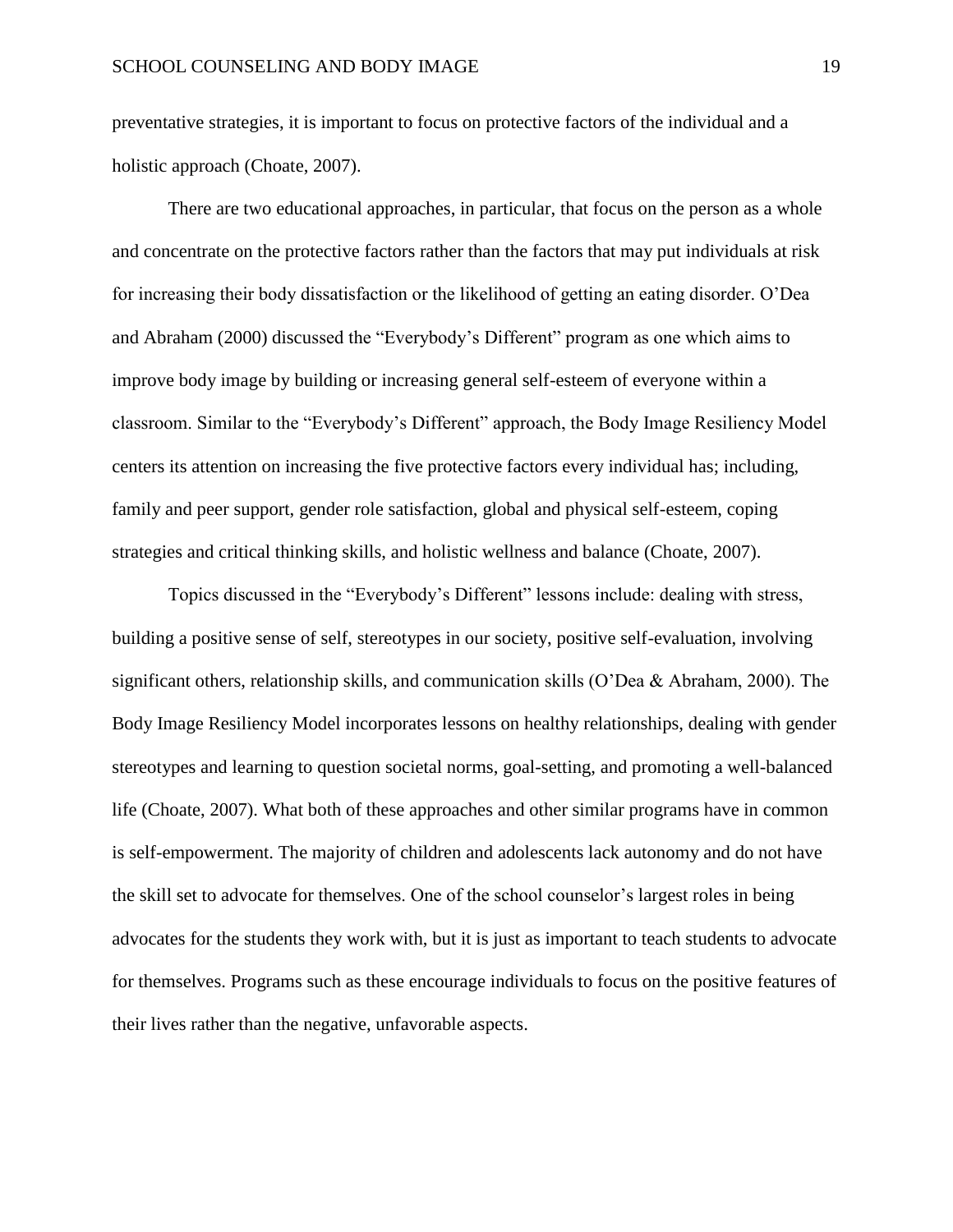preventative strategies, it is important to focus on protective factors of the individual and a holistic approach (Choate, 2007).

There are two educational approaches, in particular, that focus on the person as a whole and concentrate on the protective factors rather than the factors that may put individuals at risk for increasing their body dissatisfaction or the likelihood of getting an eating disorder. O'Dea and Abraham (2000) discussed the "Everybody's Different" program as one which aims to improve body image by building or increasing general self-esteem of everyone within a classroom. Similar to the "Everybody's Different" approach, the Body Image Resiliency Model centers its attention on increasing the five protective factors every individual has; including, family and peer support, gender role satisfaction, global and physical self-esteem, coping strategies and critical thinking skills, and holistic wellness and balance (Choate, 2007).

Topics discussed in the "Everybody's Different" lessons include: dealing with stress, building a positive sense of self, stereotypes in our society, positive self-evaluation, involving significant others, relationship skills, and communication skills (O'Dea & Abraham, 2000). The Body Image Resiliency Model incorporates lessons on healthy relationships, dealing with gender stereotypes and learning to question societal norms, goal-setting, and promoting a well-balanced life (Choate, 2007). What both of these approaches and other similar programs have in common is self-empowerment. The majority of children and adolescents lack autonomy and do not have the skill set to advocate for themselves. One of the school counselor's largest roles in being advocates for the students they work with, but it is just as important to teach students to advocate for themselves. Programs such as these encourage individuals to focus on the positive features of their lives rather than the negative, unfavorable aspects.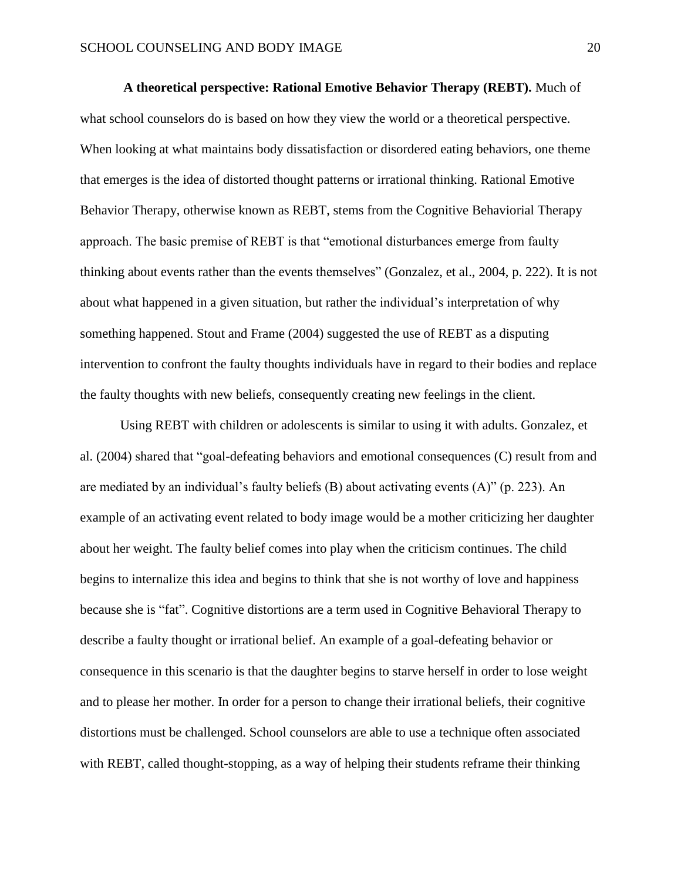**A theoretical perspective: Rational Emotive Behavior Therapy (REBT).** Much of what school counselors do is based on how they view the world or a theoretical perspective. When looking at what maintains body dissatisfaction or disordered eating behaviors, one theme that emerges is the idea of distorted thought patterns or irrational thinking. Rational Emotive Behavior Therapy, otherwise known as REBT, stems from the Cognitive Behaviorial Therapy approach. The basic premise of REBT is that "emotional disturbances emerge from faulty thinking about events rather than the events themselves" (Gonzalez, et al., 2004, p. 222). It is not about what happened in a given situation, but rather the individual's interpretation of why something happened. Stout and Frame (2004) suggested the use of REBT as a disputing intervention to confront the faulty thoughts individuals have in regard to their bodies and replace the faulty thoughts with new beliefs, consequently creating new feelings in the client.

Using REBT with children or adolescents is similar to using it with adults. Gonzalez, et al. (2004) shared that "goal-defeating behaviors and emotional consequences (C) result from and are mediated by an individual's faulty beliefs (B) about activating events (A)" (p. 223). An example of an activating event related to body image would be a mother criticizing her daughter about her weight. The faulty belief comes into play when the criticism continues. The child begins to internalize this idea and begins to think that she is not worthy of love and happiness because she is "fat". Cognitive distortions are a term used in Cognitive Behavioral Therapy to describe a faulty thought or irrational belief. An example of a goal-defeating behavior or consequence in this scenario is that the daughter begins to starve herself in order to lose weight and to please her mother. In order for a person to change their irrational beliefs, their cognitive distortions must be challenged. School counselors are able to use a technique often associated with REBT, called thought-stopping, as a way of helping their students reframe their thinking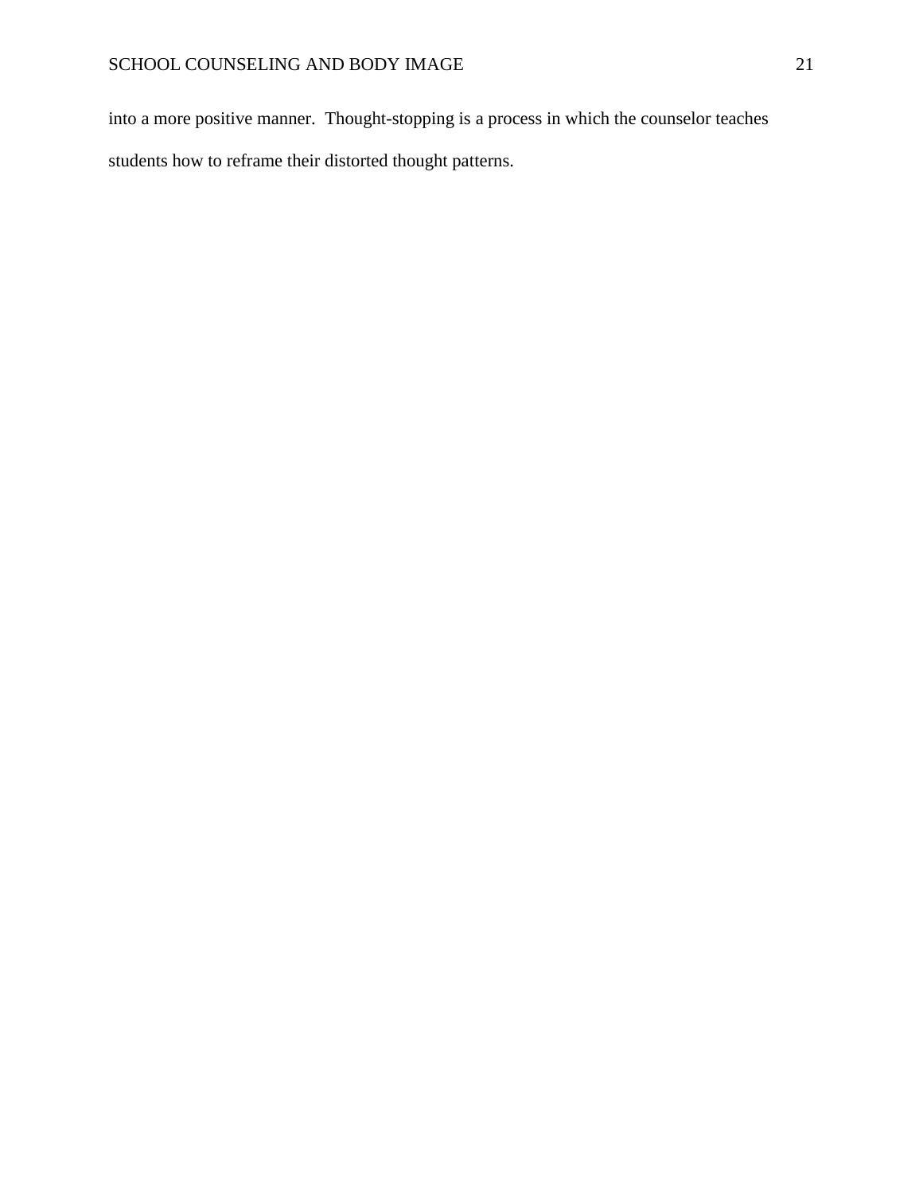into a more positive manner. Thought-stopping is a process in which the counselor teaches students how to reframe their distorted thought patterns.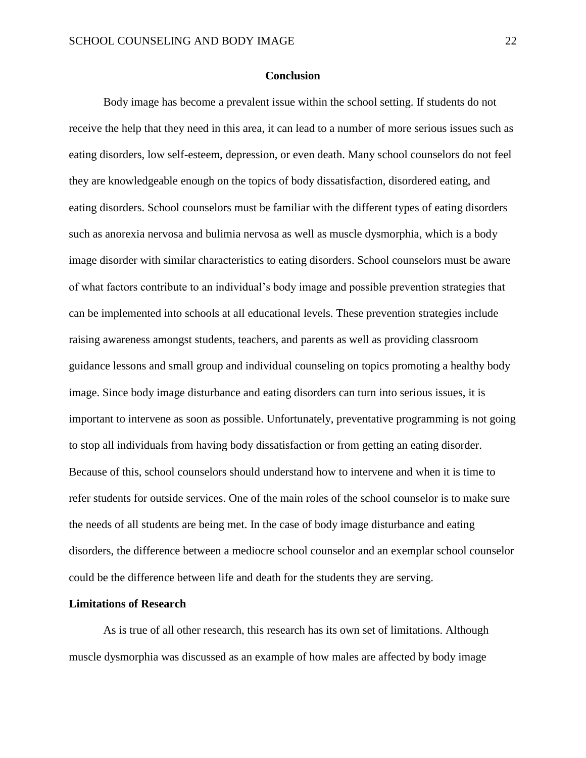## Conclusion

Body image has become a prevalent issue within the school setting. If students do not receive the help that they need in this area, it can lead to a number of more serious issues such as eating disorders, low self-esteem, depression, or even death. Many school counselors do not feel they are knowledgeable enough on the topics of body dissatisfaction, disordered eating, and eating disorders. School counselors must be familiar with the different types of eating disorders such as anorexia nervosa and bulimia nervosa as well as muscle dysmorphia, which is a body image disorder with similar characteristics to eating disorders. School counselors must be aware of what factors contribute to an individual's body image and possible prevention strategies that can be implemented into schools at all educational levels. These prevention strategies include raising awareness amongst students, teachers, and parents as well as providing classroom guidance lessons and small group and individual counseling on topics promoting a healthy body image. Since body image disturbance and eating disorders can turn into serious issues, it is important to intervene as soon as possible. Unfortunately, preventative programming is not going to stop all individuals from having body dissatisfaction or from getting an eating disorder. Because of this, school counselors should understand how to intervene and when it is time to refer students for outside services. One of the main roles of the school counselor is to make sure the needs of all students are being met. In the case of body image disturbance and eating disorders, the difference between a mediocre school counselor and an exemplar school counselor could be the difference between life and death for the students they are serving.

### Limitations of Research

As is true of all other research, this research has its own set of limitations. Although muscle dysmorphia was discussed as an example of how males are affected by body image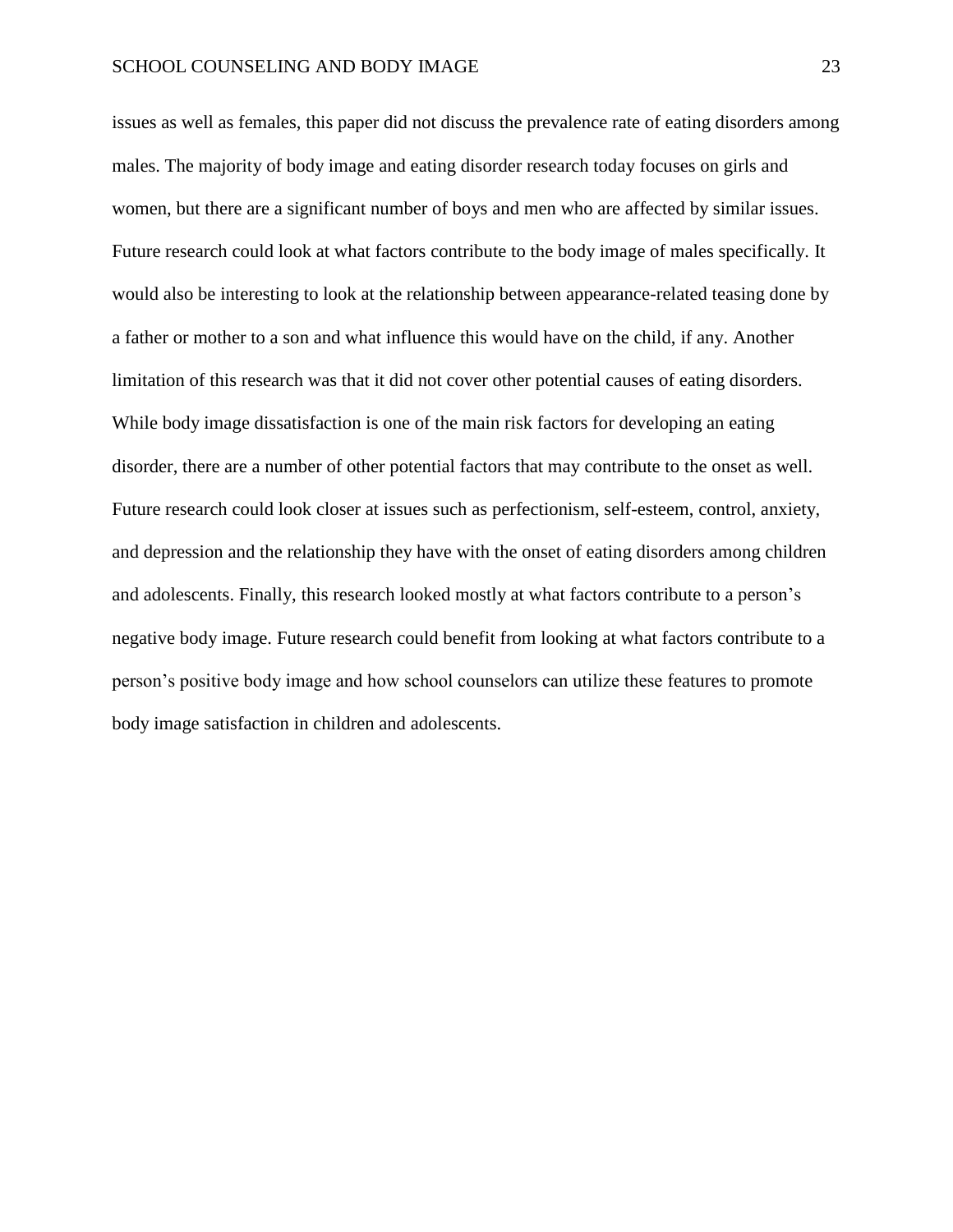issues as well as females, this paper did not discuss the prevalence rate of eating disorders among males. The majority of body image and eating disorder research today focuses on girls and women, but there are a significant number of boys and men who are affected by similar issues. Future research could look at what factors contribute to the body image of males specifically. It would also be interesting to look at the relationship between appearance-related teasing done by a father or mother to a son and what influence this would have on the child, if any. Another limitation of this research was that it did not cover other potential causes of eating disorders. While body image dissatisfaction is one of the main risk factors for developing an eating disorder, there are a number of other potential factors that may contribute to the onset as well. Future research could look closer at issues such as perfectionism, self-esteem, control, anxiety, and depression and the relationship they have with the onset of eating disorders among children and adolescents. Finally, this research looked mostly at what factors contribute to a person's negative body image. Future research could benefit from looking at what factors contribute to a person's positive body image and how school counselors can utilize these features to promote body image satisfaction in children and adolescents.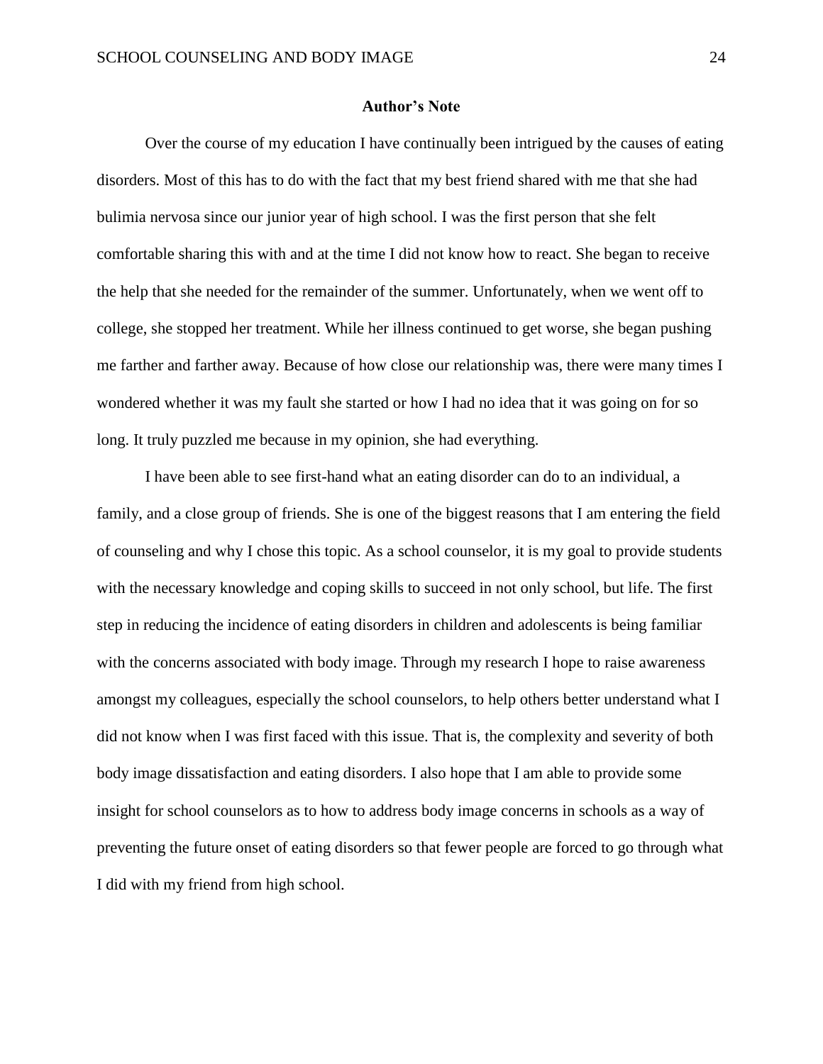## Author's Note

Over the course of my education I have continually been intrigued by the causes of eating disorders. Most of this has to do with the fact that my best friend shared with me that she had bulimia nervosa since our junior year of high school. I was the first person that she felt comfortable sharing this with and at the time I did not know how to react. She began to receive the help that she needed for the remainder of the summer. Unfortunately, when we went off to college, she stopped her treatment. While her illness continued to get worse, she began pushing me farther and farther away. Because of how close our relationship was, there were many times I wondered whether it was my fault she started or how I had no idea that it was going on for so long. It truly puzzled me because in my opinion, she had everything.

I have been able to see first-hand what an eating disorder can do to an individual, a family, and a close group of friends. She is one of the biggest reasons that I am entering the field of counseling and why I chose this topic. As a school counselor, it is my goal to provide students with the necessary knowledge and coping skills to succeed in not only school, but life. The first step in reducing the incidence of eating disorders in children and adolescents is being familiar with the concerns associated with body image. Through my research I hope to raise awareness amongst my colleagues, especially the school counselors, to help others better understand what I did not know when I was first faced with this issue. That is, the complexity and severity of both body image dissatisfaction and eating disorders. I also hope that I am able to provide some insight for school counselors as to how to address body image concerns in schools as a way of preventing the future onset of eating disorders so that fewer people are forced to go through what I did with my friend from high school.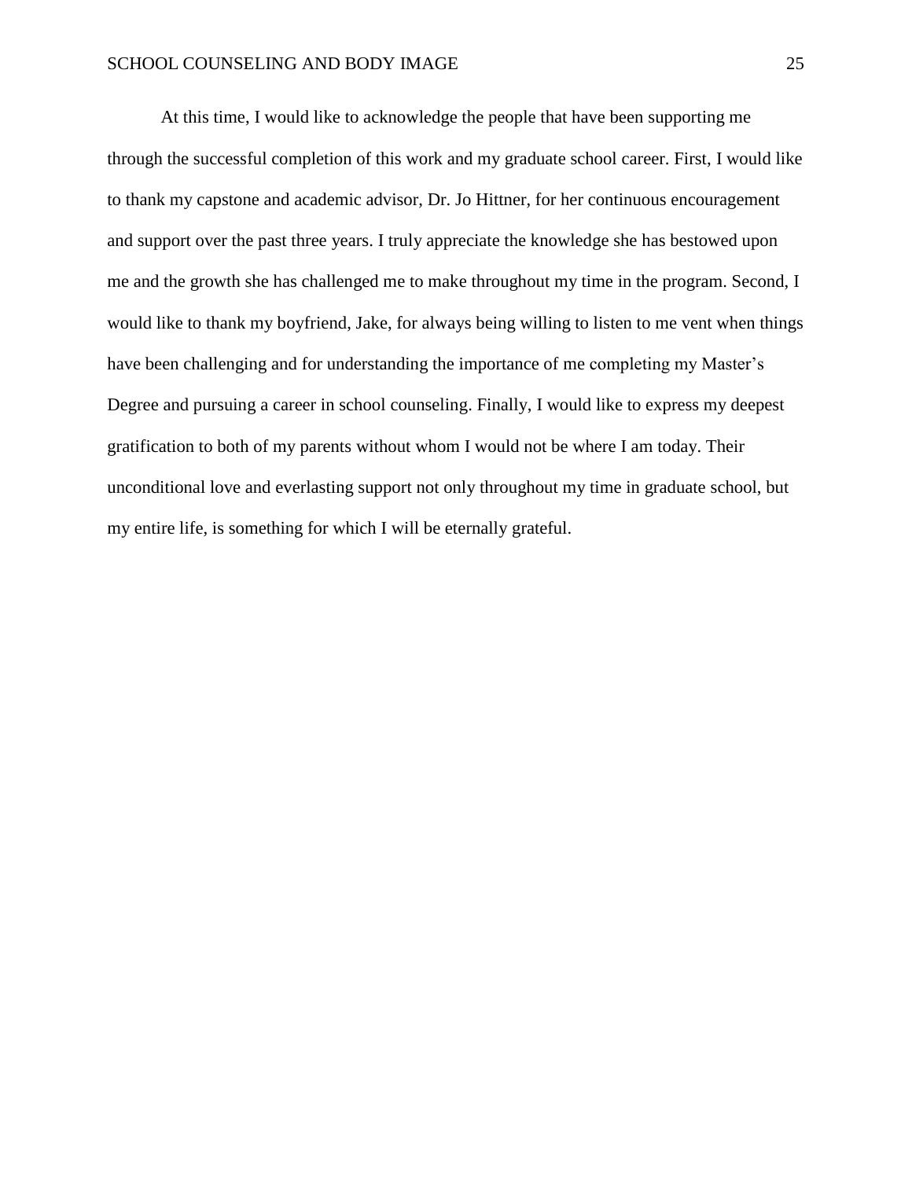At this time, I would like to acknowledge the people that have been supporting me through the successful completion of this work and my graduate school career. First, I would like to thank my capstone and academic advisor, Dr. Jo Hittner, for her continuous encouragement and support over the past three years. I truly appreciate the knowledge she has bestowed upon me and the growth she has challenged me to make throughout my time in the program. Second, I would like to thank my boyfriend, Jake, for always being willing to listen to me vent when things have been challenging and for understanding the importance of me completing my Master's Degree and pursuing a career in school counseling. Finally, I would like to express my deepest gratification to both of my parents without whom I would not be where I am today. Their unconditional love and everlasting support not only throughout my time in graduate school, but my entire life, is something for which I will be eternally grateful.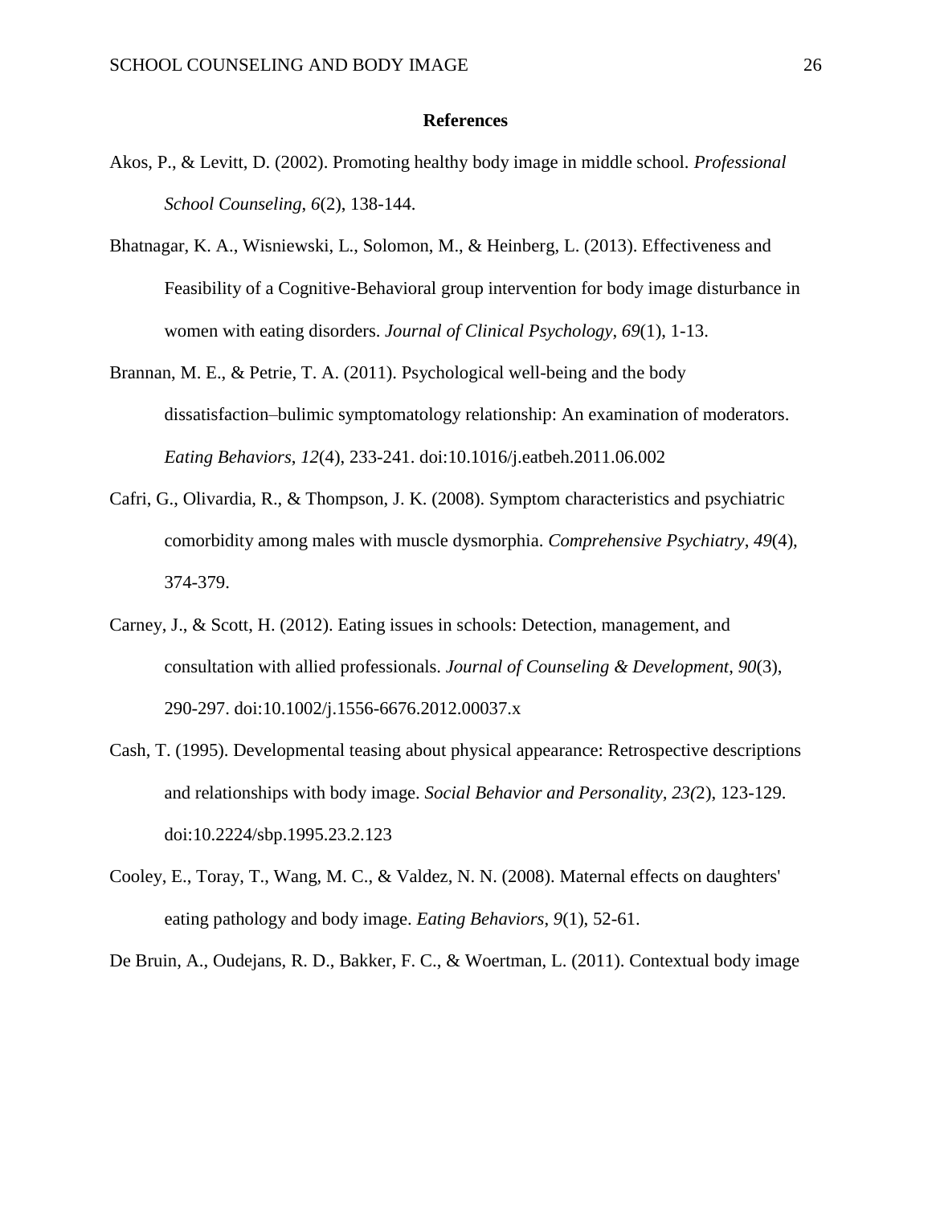# References

Akos, P., & Levitt, D. (2002). Promoting healthy body image in middle school. *Professional School Counseling*, *6*(2), 138-144.

Bhatnagar, K. A., Wisniewski, L., Solomon, M., & Heinberg, L. (2013). Effectiveness and Feasibility of a Cognitive-Behavioral group intervention for body image disturbance in women with eating disorders. *Journal of Clinical Psychology*, *69*(1), 1-13.

Brannan, M. E., & Petrie, T. A. (2011). Psychological well-being and the body dissatisfaction–bulimic symptomatology relationship: An examination of moderators. *Eating Behaviors*, *12*(4), 233-241. doi:10.1016/j.eatbeh.2011.06.002

Cafri, G., Olivardia, R., & Thompson, J. K. (2008). Symptom characteristics and psychiatric comorbidity among males with muscle dysmorphia. *Comprehensive Psychiatry*, *49*(4), 374-379.

Carney, J., & Scott, H. (2012). Eating issues in schools: Detection, management, and consultation with allied professionals. *Journal of Counseling & Development*, *90*(3), 290-297. doi:10.1002/j.1556-6676.2012.00037.x

Cash, T. (1995). Developmental teasing about physical appearance: Retrospective descriptions and relationships with body image. *Social Behavior and Personality*, *23(*2), 123-129. doi:10.2224/sbp.1995.23.2.123

Cooley, E., Toray, T., Wang, M. C., & Valdez, N. N. (2008). Maternal effects on daughters' eating pathology and body image. *Eating Behaviors*, *9*(1), 52-61.

De Bruin, A., Oudejans, R. D., Bakker, F. C., & Woertman, L. (2011). Contextual body image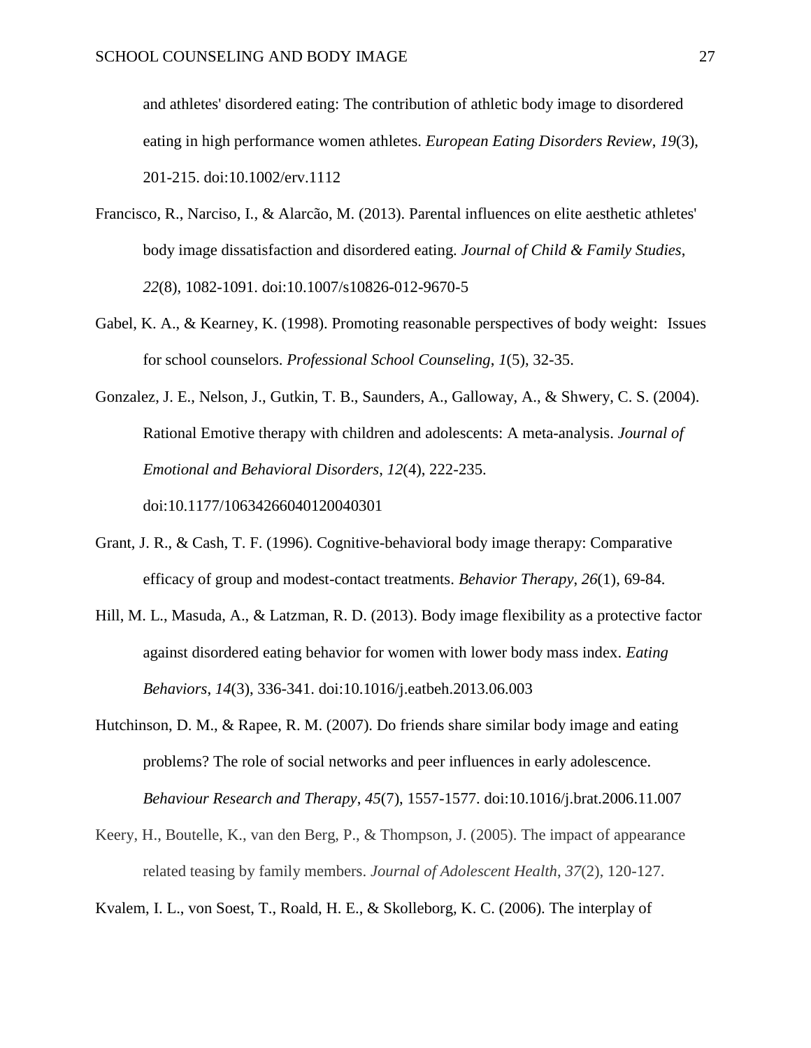and athletes' disordered eating: The contribution of athletic body image to disordered eating in high performance women athletes. *European Eating Disorders Review*, *19*(3), 201-215. doi:10.1002/erv.1112

Francisco, R., Narciso, I., & Alarcão, M. (2013). Parental influences on elite aesthetic athletes' body image dissatisfaction and disordered eating. *Journal of Child & Family Studies*, *22*(8), 1082-1091. doi:10.1007/s10826-012-9670-5

Gabel, K. A., & Kearney, K. (1998). Promoting reasonable perspectives of body weight: Issues for school counselors. *Professional School Counseling*, *1*(5), 32-35.

Gonzalez, J. E., Nelson, J., Gutkin, T. B., Saunders, A., Galloway, A., & Shwery, C. S. (2004). Rational Emotive therapy with children and adolescents: A meta-analysis. *Journal of Emotional and Behavioral Disorders*, *12*(4), 222-235. doi:10.1177/10634266040120040301

Grant, J. R., & Cash, T. F. (1996). Cognitive-behavioral body image therapy: Comparative efficacy of group and modest-contact treatments. *Behavior Therapy*, *26*(1), 69-84.

Hill, M. L., Masuda, A., & Latzman, R. D. (2013). Body image flexibility as a protective factor against disordered eating behavior for women with lower body mass index. *Eating Behaviors*, *14*(3), 336-341. doi:10.1016/j.eatbeh.2013.06.003

Hutchinson, D. M., & Rapee, R. M. (2007). Do friends share similar body image and eating problems? The role of social networks and peer influences in early adolescence. *Behaviour Research and Therapy*, *45*(7), 1557-1577. doi:10.1016/j.brat.2006.11.007

Keery, H., Boutelle, K., van den Berg, P., & Thompson, J. (2005). The impact of appearance related teasing by family members. *Journal of Adolescent Health*, *37*(2), 120-127.

Kvalem, I. L., von Soest, T., Roald, H. E., & Skolleborg, K. C. (2006). The interplay of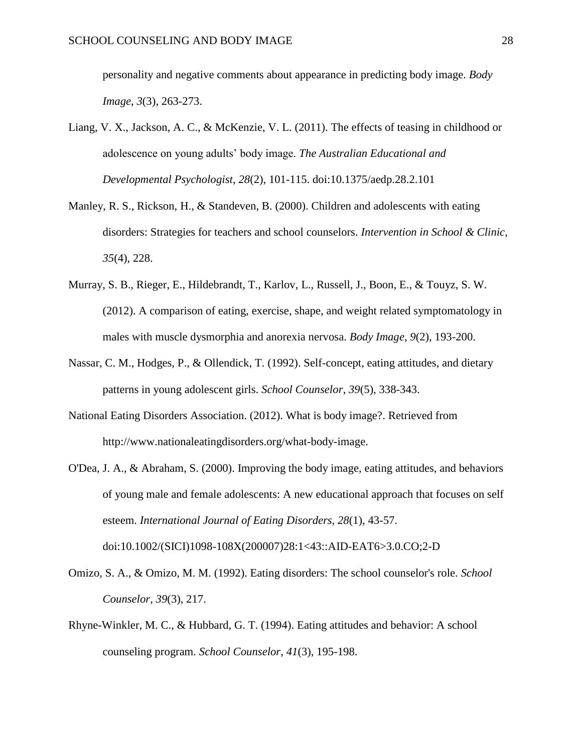personality and negative comments about appearance in predicting body image. *Body Image*, *3*(3), 263-273.

Liang, V. X., Jackson, A. C., & McKenzie, V. L. (2011). The effects of teasing in childhood or adolescence on young adults' body image. *The Australian Educational and Developmental Psychologist*, *28*(2), 101-115. doi:10.1375/aedp.28.2.101

Manley, R. S., Rickson, H., & Standeven, B. (2000). Children and adolescents with eating disorders: Strategies for teachers and school counselors. *Intervention in School & Clinic*, *35*(4), 228.

Murray, S. B., Rieger, E., Hildebrandt, T., Karlov, L., Russell, J., Boon, E., & Touyz, S. W. (2012). A comparison of eating, exercise, shape, and weight related symptomatology in males with muscle dysmorphia and anorexia nervosa. *Body Image*, *9*(2), 193-200.

Nassar, C. M., Hodges, P., & Ollendick, T. (1992). Self-concept, eating attitudes, and dietary patterns in young adolescent girls. *School Counselor*, *39*(5), 338-343.

National Eating Disorders Association. (2012). What is body image?. Retrieved from http://www.nationaleatingdisorders.org/what-body-image.

O'Dea, J. A., & Abraham, S. (2000). Improving the body image, eating attitudes, and behaviors of young male and female adolescents: A new educational approach that focuses on self esteem. *International Journal of Eating Disorders*, *28*(1), 43-57. doi:10.1002/(SICI)1098-108X(200007)28:1<43::AID-EAT6>3.0.CO;2-D

Omizo, S. A., & Omizo, M. M. (1992). Eating disorders: The school counselor's role. *School Counselor*, *39*(3), 217.

Rhyne-Winkler, M. C., & Hubbard, G. T. (1994). Eating attitudes and behavior: A school counseling program. *School Counselor*, *41*(3), 195-198.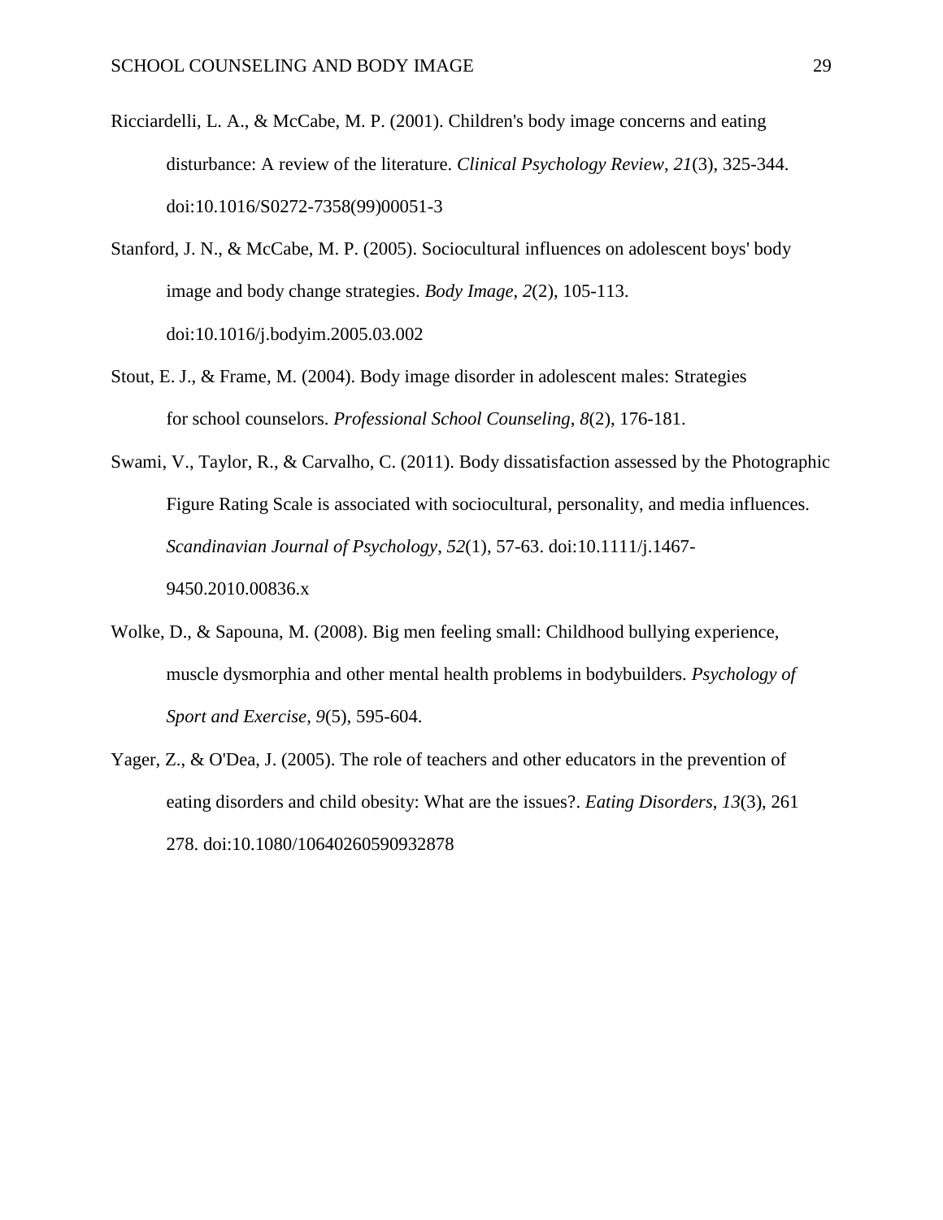Ricciardelli, L. A., & McCabe, M. P. (2001). Children's body image concerns and eating disturbance: A review of the literature. *Clinical Psychology Review*, *21*(3), 325-344. doi:10.1016/S0272-7358(99)00051-3

Stanford, J. N., & McCabe, M. P. (2005). Sociocultural influences on adolescent boys' body image and body change strategies. *Body Image*, *2*(2), 105-113. doi:10.1016/j.bodyim.2005.03.002

Stout, E. J., & Frame, M. (2004). Body image disorder in adolescent males: Strategies for school counselors. *Professional School Counseling*, *8*(2), 176-181.

Swami, V., Taylor, R., & Carvalho, C. (2011). Body dissatisfaction assessed by the Photographic Figure Rating Scale is associated with sociocultural, personality, and media influences. *Scandinavian Journal of Psychology*, *52*(1), 57-63. doi:10.1111/j.1467-9450.2010.00836.x

Wolke, D., & Sapouna, M. (2008). Big men feeling small: Childhood bullying experience, muscle dysmorphia and other mental health problems in bodybuilders. *Psychology of Sport and Exercise*, *9*(5), 595-604.

Yager, Z., & O'Dea, J. (2005). The role of teachers and other educators in the prevention of eating disorders and child obesity: What are the issues?. *Eating Disorders*, *13*(3), 261 278. doi:10.1080/10640260590932878